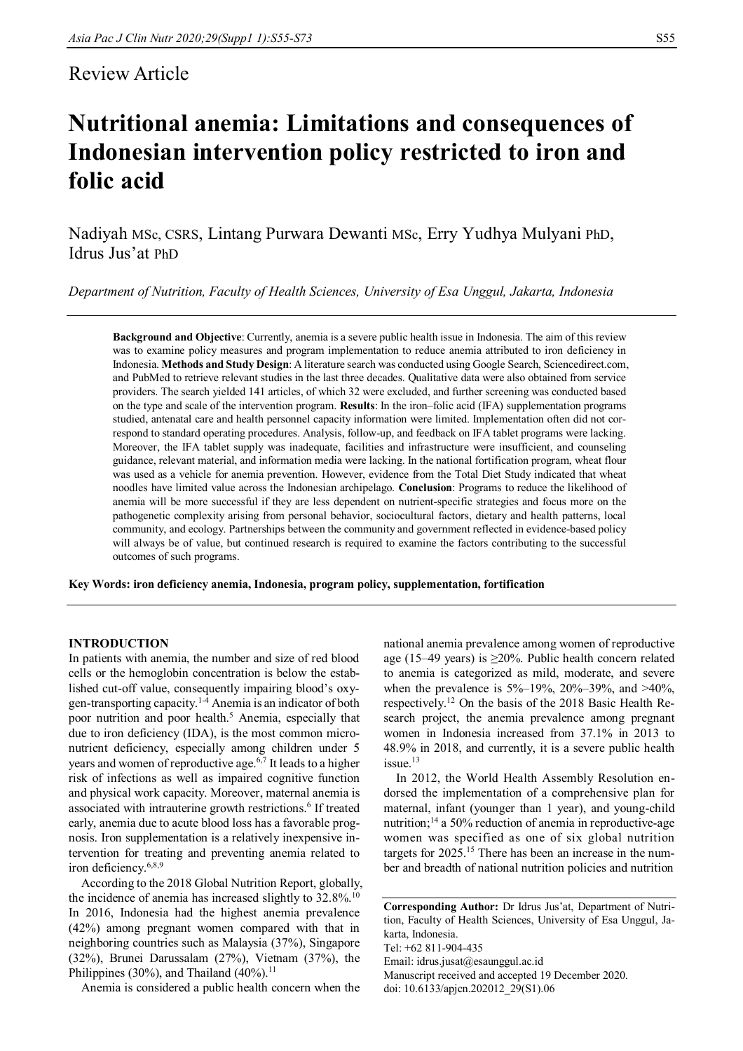Review Article

# Nutritional anemia: Limitations and consequences of Indonesian intervention policy restricted to iron and folic acid

Nadiyah MSc, CSRS, Lintang Purwara Dewanti MSc, Erry Yudhya Mulyani PhD, Idrus Jus'at PhD

*Department of Nutrition, Faculty of Health Sciences, University of Esa Unggul, Jakarta, Indonesia*

**Background and Objective**: Currently, anemia is a severe public health issue in Indonesia. The aim of this review was to examine policy measures and program implementation to reduce anemia attributed to iron deficiency in Indonesia. **Methods and Study Design**: A literature search was conducted using Google Search, Sciencedirect.com, and PubMed to retrieve relevant studies in the last three decades. Qualitative data were also obtained from service providers. The search yielded 141 articles, of which 32 were excluded, and further screening was conducted based on the type and scale of the intervention program. **Results**: In the iron–folic acid (IFA) supplementation programs studied, antenatal care and health personnel capacity information were limited. Implementation often did not correspond to standard operating procedures. Analysis, follow-up, and feedback on IFA tablet programs were lacking. Moreover, the IFA tablet supply was inadequate, facilities and infrastructure were insufficient, and counseling guidance, relevant material, and information media were lacking. In the national fortification program, wheat flour was used as a vehicle for anemia prevention. However, evidence from the Total Diet Study indicated that wheat noodles have limited value across the Indonesian archipelago. **Conclusion**: Programs to reduce the likelihood of anemia will be more successful if they are less dependent on nutrient-specific strategies and focus more on the pathogenetic complexity arising from personal behavior, sociocultural factors, dietary and health patterns, local community, and ecology. Partnerships between the community and government reflected in evidence-based policy will always be of value, but continued research is required to examine the factors contributing to the successful outcomes of such programs.

**Key Words: iron deficiency anemia, Indonesia, program policy, supplementation, fortification**

## INTRODUCTION

In patients with anemia, the number and size of red blood cells or the hemoglobin concentration is below the established cut-off value, consequently impairing blood's oxygen-transporting capacity.[1-4] Anemia is an indicator of both poor nutrition and poor health.[5] Anemia, especially that due to iron deficiency (IDA), is the most common micronutrient deficiency, especially among children under 5 years and women of reproductive age.[6,7] It leads to a higher risk of infections as well as impaired cognitive function and physical work capacity. Moreover, maternal anemia is associated with intrauterine growth restrictions.[6] If treated early, anemia due to acute blood loss has a favorable prognosis. Iron supplementation is a relatively inexpensive intervention for treating and preventing anemia related to iron deficiency.[6,8,9]

According to the 2018 Global Nutrition Report, globally, the incidence of anemia has increased slightly to 32.8%.[10] In 2016, Indonesia had the highest anemia prevalence (42%) among pregnant women compared with that in neighboring countries such as Malaysia (37%), Singapore (32%), Brunei Darussalam (27%), Vietnam (37%), the Philippines (30%), and Thailand (40%).[11]

Anemia is considered a public health concern when the national anemia prevalence among women of reproductive age (15–49 years) is ≥20%. Public health concern related to anemia is categorized as mild, moderate, and severe when the prevalence is 5%–19%, 20%–39%, and >40%, respectively.[12] On the basis of the 2018 Basic Health Research project, the anemia prevalence among pregnant women in Indonesia increased from 37.1% in 2013 to 48.9% in 2018, and currently, it is a severe public health issue.[13]

In 2012, the World Health Assembly Resolution endorsed the implementation of a comprehensive plan for maternal, infant (younger than 1 year), and young-child nutrition;[14] a 50% reduction of anemia in reproductive-age women was specified as one of six global nutrition targets for 2025.[15] There has been an increase in the number and breadth of national nutrition policies and nutrition

**Corresponding Author:** Dr Idrus Jus'at, Department of Nutrition, Faculty of Health Sciences, University of Esa Unggul, Jakarta, Indonesia.
Tel: +62 811-904-435
Email: idrus.jusat@esaunggul.ac.id
Manuscript received and accepted 19 December 2020.
doi: 10.6133/apjcn.202012_29(S1).06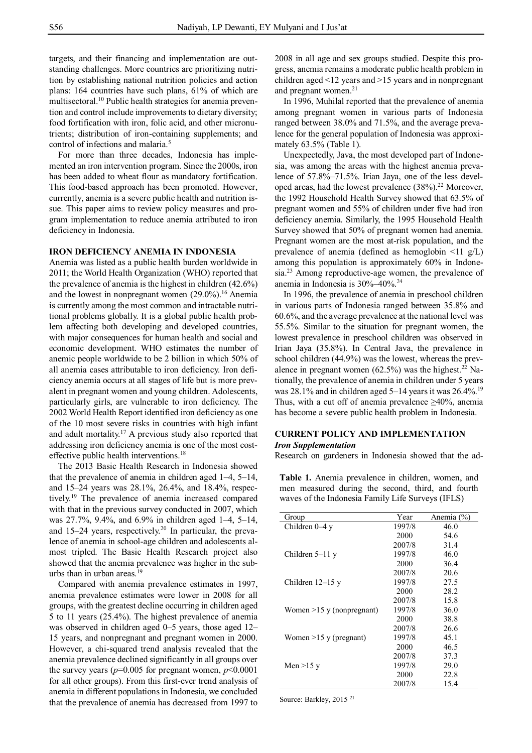targets, and their financing and implementation are outstanding challenges. More countries are prioritizing nutrition by establishing national nutrition policies and action plans: 164 countries have such plans, 61% of which are multisectoral.[10] Public health strategies for anemia prevention and control include improvements to dietary diversity; food fortification with iron, folic acid, and other micronutrients; distribution of iron-containing supplements; and control of infections and malaria.[5]

For more than three decades, Indonesia has implemented an iron intervention program. Since the 2000s, iron has been added to wheat flour as mandatory fortification. This food-based approach has been promoted. However, currently, anemia is a severe public health and nutrition issue. This paper aims to review policy measures and program implementation to reduce anemia attributed to iron deficiency in Indonesia.

## IRON DEFICIENCY ANEMIA IN INDONESIA

Anemia was listed as a public health burden worldwide in 2011; the World Health Organization (WHO) reported that the prevalence of anemia is the highest in children (42.6%) and the lowest in nonpregnant women (29.0%).[16] Anemia is currently among the most common and intractable nutritional problems globally. It is a global public health problem affecting both developing and developed countries, with major consequences for human health and social and economic development. WHO estimates the number of anemic people worldwide to be 2 billion in which 50% of all anemia cases attributable to iron deficiency. Iron deficiency anemia occurs at all stages of life but is more prevalent in pregnant women and young children. Adolescents, particularly girls, are vulnerable to iron deficiency. The 2002 World Health Report identified iron deficiency as one of the 10 most severe risks in countries with high infant and adult mortality.[17] A previous study also reported that addressing iron deficiency anemia is one of the most cost-effective public health interventions.[18]

The 2013 Basic Health Research in Indonesia showed that the prevalence of anemia in children aged 1–4, 5–14, and 15–24 years was 28.1%, 26.4%, and 18.4%, respectively.[19] The prevalence of anemia increased compared with that in the previous survey conducted in 2007, which was 27.7%, 9.4%, and 6.9% in children aged 1–4, 5–14, and 15–24 years, respectively.[20] In particular, the prevalence of anemia in school-age children and adolescents almost tripled. The Basic Health Research project also showed that the anemia prevalence was higher in the suburbs than in urban areas.[19]

Compared with anemia prevalence estimates in 1997, anemia prevalence estimates were lower in 2008 for all groups, with the greatest decline occurring in children aged 5 to 11 years (25.4%). The highest prevalence of anemia was observed in children aged 0–5 years, those aged 12–15 years, and nonpregnant and pregnant women in 2000. However, a chi-squared trend analysis revealed that the anemia prevalence declined significantly in all groups over the survey years ($p$=0.005 for pregnant women, $p$<0.0001 for all other groups). From this first-ever trend analysis of anemia in different populations in Indonesia, we concluded that the prevalence of anemia has decreased from 1997 to 2008 in all age and sex groups studied. Despite this progress, anemia remains a moderate public health problem in children aged <12 years and >15 years and in nonpregnant and pregnant women.[21]

In 1996, Muhilal reported that the prevalence of anemia among pregnant women in various parts of Indonesia ranged between 38.0% and 71.5%, and the average prevalence for the general population of Indonesia was approximately 63.5% (Table 1).

Unexpectedly, Java, the most developed part of Indonesia, was among the areas with the highest anemia prevalence of 57.8%–71.5%. Irian Jaya, one of the less developed areas, had the lowest prevalence (38%).[22] Moreover, the 1992 Household Health Survey showed that 63.5% of pregnant women and 55% of children under five had iron deficiency anemia. Similarly, the 1995 Household Health Survey showed that 50% of pregnant women had anemia. Pregnant women are the most at-risk population, and the prevalence of anemia (defined as hemoglobin <11 g/L) among this population is approximately 60% in Indonesia.[23] Among reproductive-age women, the prevalence of anemia in Indonesia is 30%–40%.[24]

In 1996, the prevalence of anemia in preschool children in various parts of Indonesia ranged between 35.8% and 60.6%, and the average prevalence at the national level was 55.5%. Similar to the situation for pregnant women, the lowest prevalence in preschool children was observed in Irian Jaya (35.8%). In Central Java, the prevalence in school children (44.9%) was the lowest, whereas the prevalence in pregnant women (62.5%) was the highest.[22] Nationally, the prevalence of anemia in children under 5 years was 28.1% and in children aged 5–14 years it was 26.4%.[19] Thus, with a cut off of anemia prevalence ≥40%, anemia has become a severe public health problem in Indonesia.

## CURRENT POLICY AND IMPLEMENTATION

### *Iron Supplementation*

Research on gardeners in Indonesia showed that the ad-

**Table 1.** Anemia prevalence in children, women, and men measured during the second, third, and fourth waves of the Indonesia Family Life Surveys (IFLS)

| Group | Year | Anemia (%) |
|---|---|---|
| Children 0–4 y | 1997/8 | 46.0 |
| | 2000 | 54.6 |
| | 2007/8 | 31.4 |
| Children 5–11 y | 1997/8 | 46.0 |
| | 2000 | 36.4 |
| | 2007/8 | 20.6 |
| Children 12–15 y | 1997/8 | 27.5 |
| | 2000 | 28.2 |
| | 2007/8 | 15.8 |
| Women >15 y (nonpregnant) | 1997/8 | 36.0 |
| | 2000 | 38.8 |
| | 2007/8 | 26.6 |
| Women >15 y (pregnant) | 1997/8 | 45.1 |
| | 2000 | 46.5 |
| | 2007/8 | 37.3 |
| Men >15 y | 1997/8 | 29.0 |
| | 2000 | 22.8 |
| | 2007/8 | 15.4 |

Source: Barkley, 2015 [21]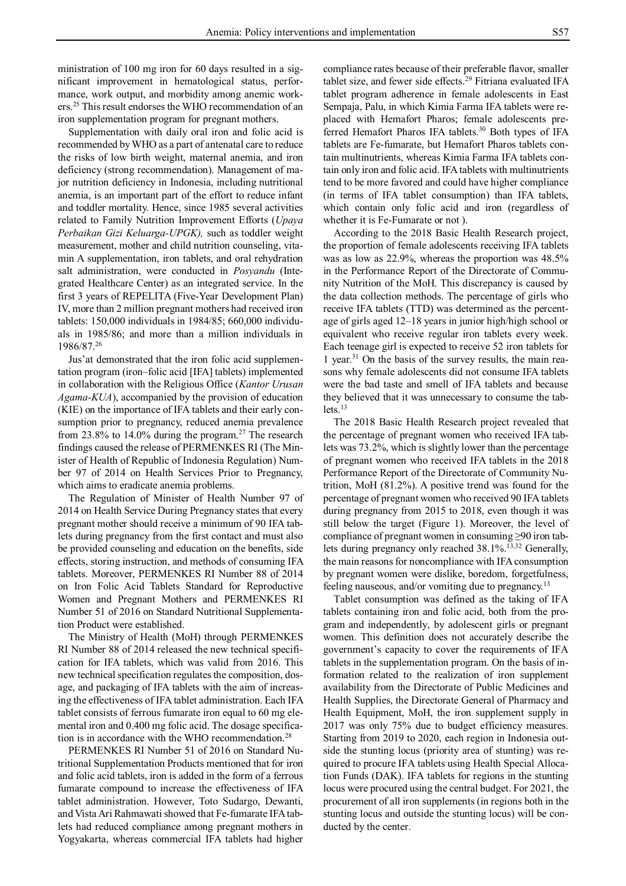ministration of 100 mg iron for 60 days resulted in a significant improvement in hematological status, performance, work output, and morbidity among anemic workers.[25] This result endorses the WHO recommendation of an iron supplementation program for pregnant mothers.

Supplementation with daily oral iron and folic acid is recommended by WHO as a part of antenatal care to reduce the risks of low birth weight, maternal anemia, and iron deficiency (strong recommendation). Management of major nutrition deficiency in Indonesia, including nutritional anemia, is an important part of the effort to reduce infant and toddler mortality. Hence, since 1985 several activities related to Family Nutrition Improvement Efforts (*Upaya Perbaikan Gizi Keluarga-UPGK),* such as toddler weight measurement, mother and child nutrition counseling, vitamin A supplementation, iron tablets, and oral rehydration salt administration, were conducted in *Posyandu* (Integrated Healthcare Center) as an integrated service. In the first 3 years of REPELITA (Five-Year Development Plan) IV, more than 2 million pregnant mothers had received iron tablets: 150,000 individuals in 1984/85; 660,000 individuals in 1985/86; and more than a million individuals in 1986/87.[26]

Jus'at demonstrated that the iron folic acid supplementation program (iron–folic acid [IFA] tablets) implemented in collaboration with the Religious Office (*Kantor Urusan Agama-KUA*), accompanied by the provision of education (KIE) on the importance of IFA tablets and their early consumption prior to pregnancy, reduced anemia prevalence from 23.8% to 14.0% during the program.[27] The research findings caused the release of PERMENKES RI (The Minister of Health of Republic of Indonesia Regulation) Number 97 of 2014 on Health Services Prior to Pregnancy, which aims to eradicate anemia problems.

The Regulation of Minister of Health Number 97 of 2014 on Health Service During Pregnancy states that every pregnant mother should receive a minimum of 90 IFA tablets during pregnancy from the first contact and must also be provided counseling and education on the benefits, side effects, storing instruction, and methods of consuming IFA tablets. Moreover, PERMENKES RI Number 88 of 2014 on Iron Folic Acid Tablets Standard for Reproductive Women and Pregnant Mothers and PERMENKES RI Number 51 of 2016 on Standard Nutritional Supplementation Product were established.

The Ministry of Health (MoH) through PERMENKES RI Number 88 of 2014 released the new technical specification for IFA tablets, which was valid from 2016. This new technical specification regulates the composition, dosage, and packaging of IFA tablets with the aim of increasing the effectiveness of IFA tablet administration. Each IFA tablet consists of ferrous fumarate iron equal to 60 mg elemental iron and 0.400 mg folic acid. The dosage specification is in accordance with the WHO recommendation.[28]

PERMENKES RI Number 51 of 2016 on Standard Nutritional Supplementation Products mentioned that for iron and folic acid tablets, iron is added in the form of a ferrous fumarate compound to increase the effectiveness of IFA tablet administration. However, Toto Sudargo, Dewanti, and Vista Ari Rahmawati showed that Fe-fumarate IFA tablets had reduced compliance among pregnant mothers in Yogyakarta, whereas commercial IFA tablets had higher compliance rates because of their preferable flavor, smaller tablet size, and fewer side effects.[29] Fitriana evaluated IFA tablet program adherence in female adolescents in East Sempaja, Palu, in which Kimia Farma IFA tablets were replaced with Hemafort Pharos; female adolescents preferred Hemafort Pharos IFA tablets.[30] Both types of IFA tablets are Fe-fumarate, but Hemafort Pharos tablets contain multinutrients, whereas Kimia Farma IFA tablets contain only iron and folic acid. IFA tablets with multinutrients tend to be more favored and could have higher compliance (in terms of IFA tablet consumption) than IFA tablets, which contain only folic acid and iron (regardless of whether it is Fe-Fumarate or not ).

According to the 2018 Basic Health Research project, the proportion of female adolescents receiving IFA tablets was as low as 22.9%, whereas the proportion was 48.5% in the Performance Report of the Directorate of Community Nutrition of the MoH. This discrepancy is caused by the data collection methods. The percentage of girls who receive IFA tablets (TTD) was determined as the percentage of girls aged 12–18 years in junior high/high school or equivalent who receive regular iron tablets every week. Each teenage girl is expected to receive 52 iron tablets for 1 year.[31] On the basis of the survey results, the main reasons why female adolescents did not consume IFA tablets were the bad taste and smell of IFA tablets and because they believed that it was unnecessary to consume the tablets.[13]

The 2018 Basic Health Research project revealed that the percentage of pregnant women who received IFA tablets was 73.2%, which is slightly lower than the percentage of pregnant women who received IFA tablets in the 2018 Performance Report of the Directorate of Community Nutrition, MoH (81.2%). A positive trend was found for the percentage of pregnant women who received 90 IFA tablets during pregnancy from 2015 to 2018, even though it was still below the target (Figure 1). Moreover, the level of compliance of pregnant women in consuming ≥90 iron tablets during pregnancy only reached 38.1%.[13,32] Generally, the main reasons for noncompliance with IFA consumption by pregnant women were dislike, boredom, forgetfulness, feeling nauseous, and/or vomiting due to pregnancy.[13]

Tablet consumption was defined as the taking of IFA tablets containing iron and folic acid, both from the program and independently, by adolescent girls or pregnant women. This definition does not accurately describe the government's capacity to cover the requirements of IFA tablets in the supplementation program. On the basis of information related to the realization of iron supplement availability from the Directorate of Public Medicines and Health Supplies, the Directorate General of Pharmacy and Health Equipment, MoH, the iron supplement supply in 2017 was only 75% due to budget efficiency measures. Starting from 2019 to 2020, each region in Indonesia outside the stunting locus (priority area of stunting) was required to procure IFA tablets using Health Special Allocation Funds (DAK). IFA tablets for regions in the stunting locus were procured using the central budget. For 2021, the procurement of all iron supplements (in regions both in the stunting locus and outside the stunting locus) will be conducted by the center.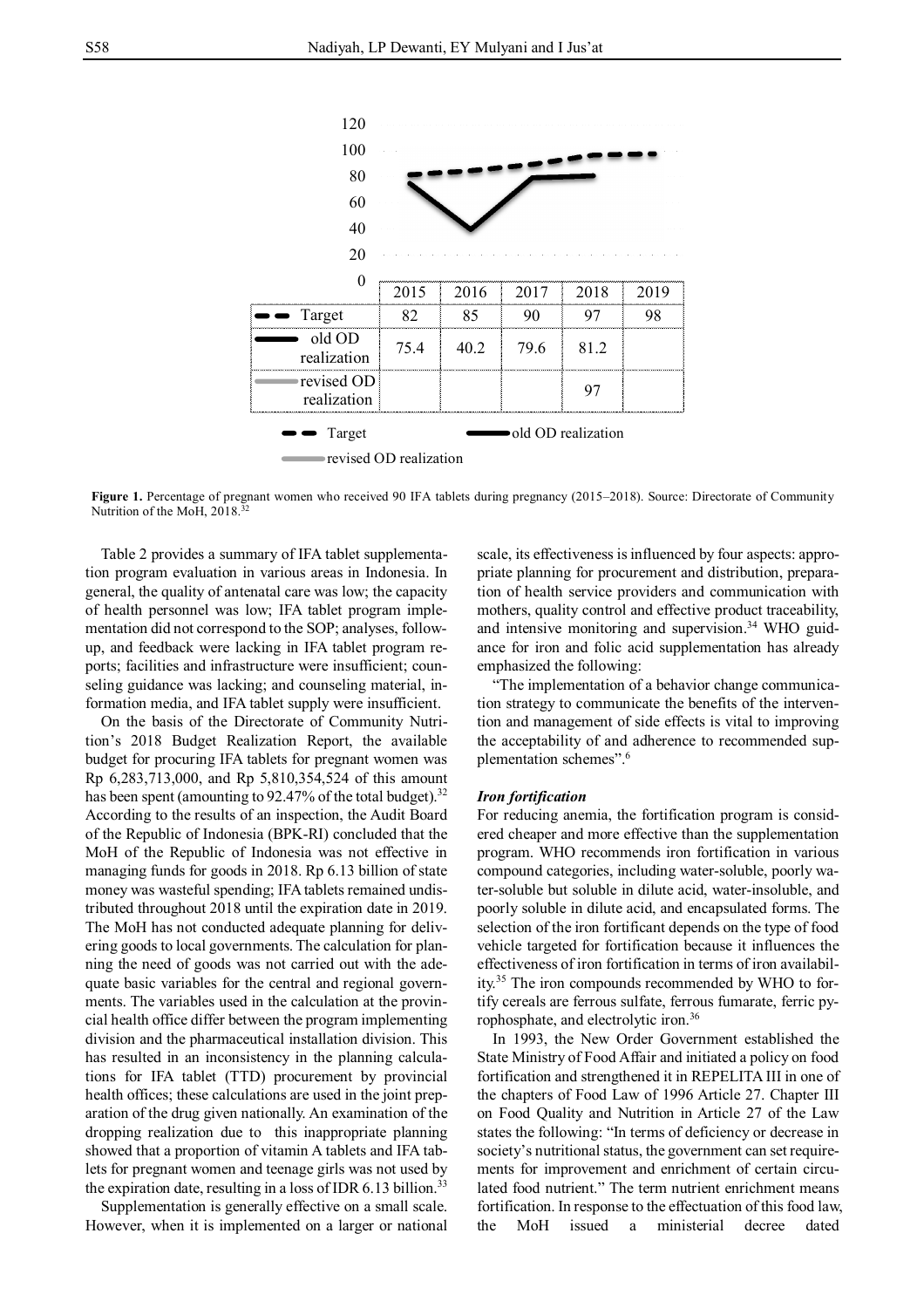|  | 2015 | 2016 | 2017 | 2018 | 2019 |
|---|---|---|---|---|---|
| Target | 82 | 85 | 90 | 97 | 98 |
| old OD realization | 75.4 | 40.2 | 79.6 | 81.2 |  |
| revised OD realization |  |  |  | 97 |  |

**Figure 1.** Percentage of pregnant women who received 90 IFA tablets during pregnancy (2015–2018). Source: Directorate of Community Nutrition of the MoH, 2018.[32]

Table 2 provides a summary of IFA tablet supplementation program evaluation in various areas in Indonesia. In general, the quality of antenatal care was low; the capacity of health personnel was low; IFA tablet program implementation did not correspond to the SOP; analyses, follow-up, and feedback were lacking in IFA tablet program reports; facilities and infrastructure were insufficient; counseling guidance was lacking; and counseling material, information media, and IFA tablet supply were insufficient.

On the basis of the Directorate of Community Nutrition's 2018 Budget Realization Report, the available budget for procuring IFA tablets for pregnant women was Rp 6,283,713,000, and Rp 5,810,354,524 of this amount has been spent (amounting to 92.47% of the total budget).[32] According to the results of an inspection, the Audit Board of the Republic of Indonesia (BPK-RI) concluded that the MoH of the Republic of Indonesia was not effective in managing funds for goods in 2018. Rp 6.13 billion of state money was wasteful spending; IFA tablets remained undistributed throughout 2018 until the expiration date in 2019. The MoH has not conducted adequate planning for delivering goods to local governments. The calculation for planning the need of goods was not carried out with the adequate basic variables for the central and regional governments. The variables used in the calculation at the provincial health office differ between the program implementing division and the pharmaceutical installation division. This has resulted in an inconsistency in the planning calculations for IFA tablet (TTD) procurement by provincial health offices; these calculations are used in the joint preparation of the drug given nationally. An examination of the dropping realization due to this inappropriate planning showed that a proportion of vitamin A tablets and IFA tablets for pregnant women and teenage girls was not used by the expiration date, resulting in a loss of IDR 6.13 billion.[33]

Supplementation is generally effective on a small scale. However, when it is implemented on a larger or national scale, its effectiveness is influenced by four aspects: appropriate planning for procurement and distribution, preparation of health service providers and communication with mothers, quality control and effective product traceability, and intensive monitoring and supervision.[34] WHO guidance for iron and folic acid supplementation has already emphasized the following:

"The implementation of a behavior change communication strategy to communicate the benefits of the intervention and management of side effects is vital to improving the acceptability of and adherence to recommended supplementation schemes".[6]

### *Iron fortification*

For reducing anemia, the fortification program is considered cheaper and more effective than the supplementation program. WHO recommends iron fortification in various compound categories, including water-soluble, poorly water-soluble but soluble in dilute acid, water-insoluble, and poorly soluble in dilute acid, and encapsulated forms. The selection of the iron fortificant depends on the type of food vehicle targeted for fortification because it influences the effectiveness of iron fortification in terms of iron availability.[35] The iron compounds recommended by WHO to fortify cereals are ferrous sulfate, ferrous fumarate, ferric pyrophosphate, and electrolytic iron.[36]

In 1993, the New Order Government established the State Ministry of Food Affair and initiated a policy on food fortification and strengthened it in REPELITA III in one of the chapters of Food Law of 1996 Article 27. Chapter III on Food Quality and Nutrition in Article 27 of the Law states the following: "In terms of deficiency or decrease in society's nutritional status, the government can set requirements for improvement and enrichment of certain circulated food nutrient." The term nutrient enrichment means fortification. In response to the effectuation of this food law, the MoH issued a ministerial decree dated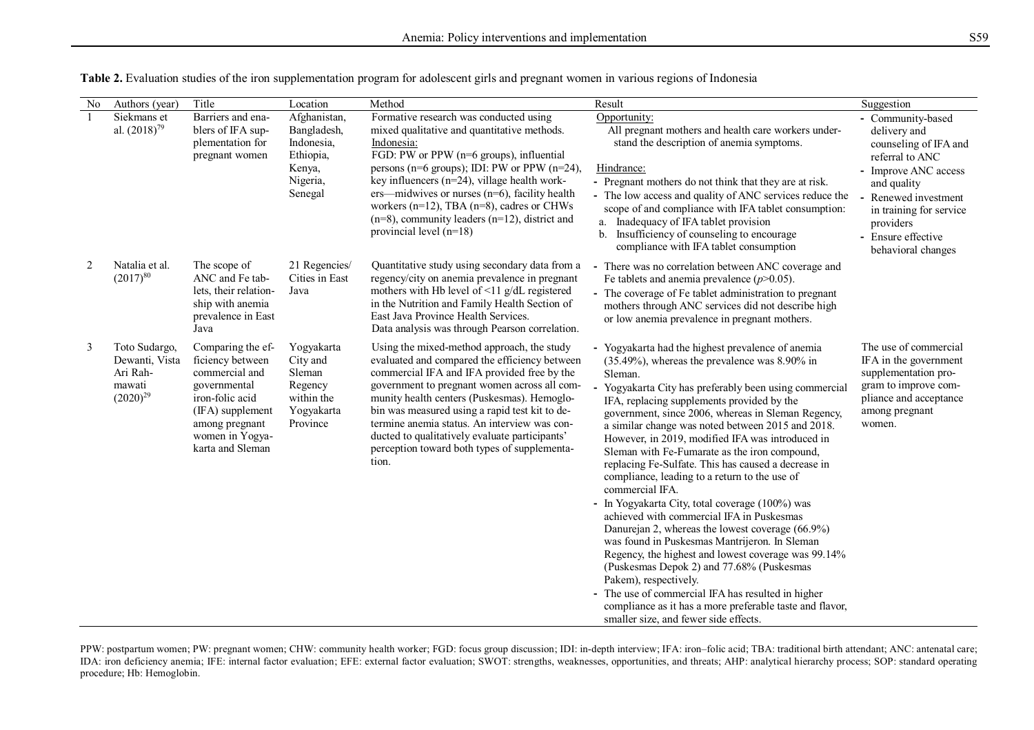**Table 2.** Evaluation studies of the iron supplementation program for adolescent girls and pregnant women in various regions of Indonesia

| No | Authors (year) | Title | Location | Method | Result | Suggestion |
|---|---|---|---|---|---|---|
| 1 | Siekmans et al. (2018)[79] | Barriers and enablers of IFA supplementation for pregnant women | Afghanistan, Bangladesh, Indonesia, Ethiopia, Kenya, Nigeria, Senegal | Formative research was conducted using mixed qualitative and quantitative methods. <br>Indonesia: <br>FGD: PW or PPW (n=6 groups), influential persons (n=6 groups); IDI: PW or PPW (n=24), key influencers (n=24), village health workers—midwives or nurses (n=6), facility health workers (n=12), TBA (n=8), cadres or CHWs (n=8), community leaders (n=12), district and provincial level (n=18) | Opportunity: <br>All pregnant mothers and health care workers understand the description of anemia symptoms. <br><br>Hindrance: <br>- Pregnant mothers do not think that they are at risk. <br>- The low access and quality of ANC services reduce the scope of and compliance with IFA tablet consumption: <br>a. Inadequacy of IFA tablet provision <br>b. Insufficiency of counseling to encourage compliance with IFA tablet consumption | - Community-based delivery and counseling of IFA and referral to ANC <br>- Improve ANC access and quality <br>- Renewed investment in training for service providers <br>- Ensure effective behavioral changes |
| 2 | Natalia et al. (2017)[80] | The scope of ANC and Fe tablets, their relationship with anemia prevalence in East Java | 21 Regencies/ Cities in East Java | Quantitative study using secondary data from a regency/city on anemia prevalence in pregnant mothers with Hb level of <11 g/dL registered in the Nutrition and Family Health Section of East Java Province Health Services. <br>Data analysis was through Pearson correlation. | - There was no correlation between ANC coverage and Fe tablets and anemia prevalence ($p$>0.05). <br>- The coverage of Fe tablet administration to pregnant mothers through ANC services did not describe high or low anemia prevalence in pregnant mothers. | |
| 3 | Toto Sudargo, Dewanti, Vista Ari Rahmawati (2020)[29] | Comparing the efficiency between commercial and governmental iron-folic acid (IFA) supplement among pregnant women in Yogyakarta and Sleman | Yogyakarta City and Sleman Regency within the Yogyakarta Province | Using the mixed-method approach, the study evaluated and compared the efficiency between commercial IFA and IFA provided free by the government to pregnant women across all community health centers (Puskesmas). Hemoglobin was measured using a rapid test kit to determine anemia status. An interview was conducted to qualitatively evaluate participants' perception toward both types of supplementation. | - Yogyakarta had the highest prevalence of anemia (35.49%), whereas the prevalence was 8.90% in Sleman. <br>- Yogyakarta City has preferably been using commercial IFA, replacing supplements provided by the government, since 2006, whereas in Sleman Regency, a similar change was noted between 2015 and 2018. However, in 2019, modified IFA was introduced in Sleman with Fe-Fumarate as the iron compound, replacing Fe-Sulfate. This has caused a decrease in compliance, leading to a return to the use of commercial IFA. <br>- In Yogyakarta City, total coverage (100%) was achieved with commercial IFA in Puskesmas Danurejan 2, whereas the lowest coverage (66.9%) was found in Puskesmas Mantrijeron. In Sleman Regency, the highest and lowest coverage was 99.14% (Puskesmas Depok 2) and 77.68% (Puskesmas Pakem), respectively. <br>- The use of commercial IFA has resulted in higher compliance as it has a more preferable taste and flavor, smaller size, and fewer side effects. | The use of commercial IFA in the government supplementation program to improve compliance and acceptance among pregnant women. |

PPW: postpartum women; PW: pregnant women; CHW: community health worker; FGD: focus group discussion; IDI: in-depth interview; IFA: iron–folic acid; TBA: traditional birth attendant; ANC: antenatal care; IDA: iron deficiency anemia; IFE: internal factor evaluation; EFE: external factor evaluation; SWOT: strengths, weaknesses, opportunities, and threats; AHP: analytical hierarchy process; SOP: standard operating procedure; Hb: Hemoglobin.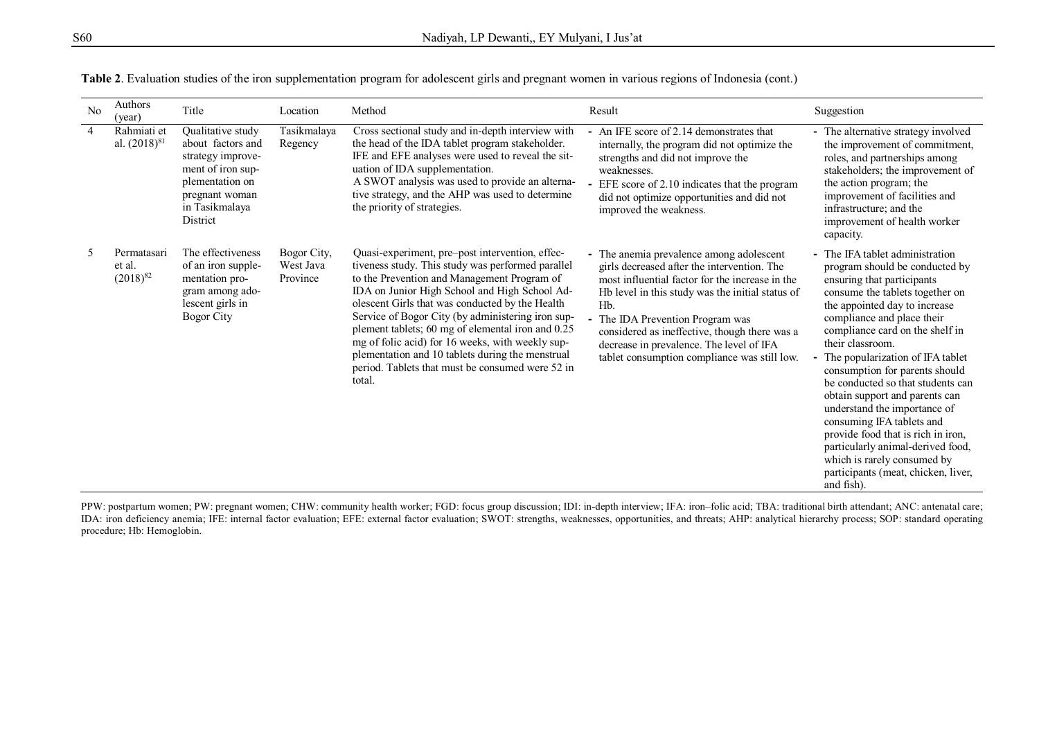**Table 2**. Evaluation studies of the iron supplementation program for adolescent girls and pregnant women in various regions of Indonesia (cont.)

| No | Authors (year) | Title | Location | Method | Result | Suggestion |
|---|---|---|---|---|---|---|
| 4 | Rahmiati et al. (2018)[81] | Qualitative study about factors and strategy improvement of iron supplementation on pregnant woman in Tasikmalaya District | Tasikmalaya Regency | Cross sectional study and in-depth interview with the head of the IDA tablet program stakeholder. IFE and EFE analyses were used to reveal the situation of IDA supplementation. A SWOT analysis was used to provide an alternative strategy, and the AHP was used to determine the priority of strategies. | - An IFE score of 2.14 demonstrates that internally, the program did not optimize the strengths and did not improve the weaknesses. - EFE score of 2.10 indicates that the program did not optimize opportunities and did not improved the weakness. | - The alternative strategy involved the improvement of commitment, roles, and partnerships among stakeholders; the improvement of the action program; the improvement of facilities and infrastructure; and the improvement of health worker capacity. |
| 5 | Permatasari et al. (2018)[82] | The effectiveness of an iron supplementation program among adolescent girls in Bogor City | Bogor City, West Java Province | Quasi-experiment, pre–post intervention, effectiveness study. This study was performed parallel to the Prevention and Management Program of IDA on Junior High School and High School Adolescent Girls that was conducted by the Health Service of Bogor City (by administering iron supplement tablets; 60 mg of elemental iron and 0.25 mg of folic acid) for 16 weeks, with weekly supplementation and 10 tablets during the menstrual period. Tablets that must be consumed were 52 in total. | - The anemia prevalence among adolescent girls decreased after the intervention. The most influential factor for the increase in the Hb level in this study was the initial status of Hb. - The IDA Prevention Program was considered as ineffective, though there was a decrease in prevalence. The level of IFA tablet consumption compliance was still low. | - The IFA tablet administration program should be conducted by ensuring that participants consume the tablets together on the appointed day to increase compliance and place their compliance card on the shelf in their classroom. - The popularization of IFA tablet consumption for parents should be conducted so that students can obtain support and parents can understand the importance of consuming IFA tablets and provide food that is rich in iron, particularly animal-derived food, which is rarely consumed by participants (meat, chicken, liver, and fish). |

PPW: postpartum women; PW: pregnant women; CHW: community health worker; FGD: focus group discussion; IDI: in-depth interview; IFA: iron–folic acid; TBA: traditional birth attendant; ANC: antenatal care; IDA: iron deficiency anemia; IFE: internal factor evaluation; EFE: external factor evaluation; SWOT: strengths, weaknesses, opportunities, and threats; AHP: analytical hierarchy process; SOP: standard operating procedure; Hb: Hemoglobin.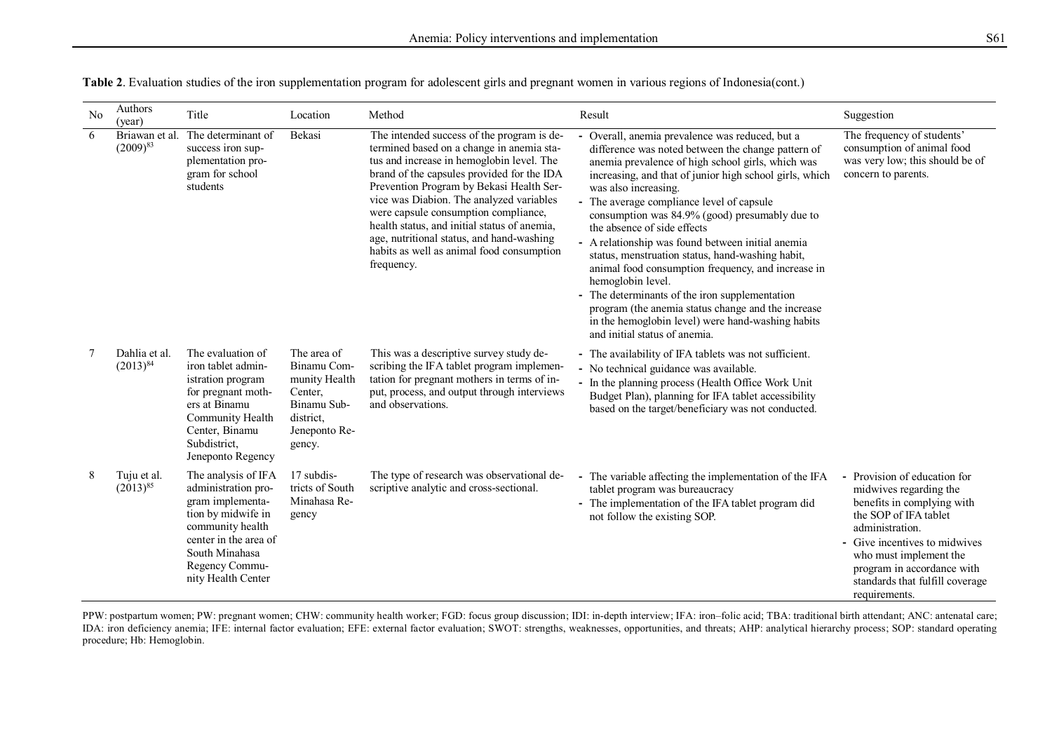**Table 2**. Evaluation studies of the iron supplementation program for adolescent girls and pregnant women in various regions of Indonesia(cont.)

| No | Authors (year) | Title | Location | Method | Result | Suggestion |
|---|---|---|---|---|---|---|
| 6 | Briawan et al. (2009)[83] | The determinant of success iron supplementation program for school students | Bekasi | The intended success of the program is determined based on a change in anemia status and increase in hemoglobin level. The brand of the capsules provided for the IDA Prevention Program by Bekasi Health Service was Diabion. The analyzed variables were capsule consumption compliance, health status, and initial status of anemia, age, nutritional status, and hand-washing habits as well as animal food consumption frequency. | - Overall, anemia prevalence was reduced, but a difference was noted between the change pattern of anemia prevalence of high school girls, which was increasing, and that of junior high school girls, which was also increasing.<br>- The average compliance level of capsule consumption was 84.9% (good) presumably due to the absence of side effects<br>- A relationship was found between initial anemia status, menstruation status, hand-washing habit, animal food consumption frequency, and increase in hemoglobin level.<br>- The determinants of the iron supplementation program (the anemia status change and the increase in the hemoglobin level) were hand-washing habits and initial status of anemia. | The frequency of students' consumption of animal food was very low; this should be of concern to parents. |
| 7 | Dahlia et al. (2013)[84] | The evaluation of iron tablet administration program for pregnant mothers at Binamu Community Health Center, Binamu Subdistrict, Jeneponto Regency | The area of Binamu Community Health Center, Binamu Subdistrict, Jeneponto Regency. | This was a descriptive survey study describing the IFA tablet program implementation for pregnant mothers in terms of input, process, and output through interviews and observations. | - The availability of IFA tablets was not sufficient.<br>- No technical guidance was available.<br>- In the planning process (Health Office Work Unit Budget Plan), planning for IFA tablet accessibility based on the target/beneficiary was not conducted. | |
| 8 | Tuju et al. (2013)[85] | The analysis of IFA administration program implementation by midwife in community health center in the area of South Minahasa Regency Community Health Center | 17 subdistricts of South Minahasa Regency | The type of research was observational descriptive analytic and cross-sectional. | - The variable affecting the implementation of the IFA tablet program was bureaucracy<br>- The implementation of the IFA tablet program did not follow the existing SOP. | - Provision of education for midwives regarding the benefits in complying with the SOP of IFA tablet administration.<br>- Give incentives to midwives who must implement the program in accordance with standards that fulfill coverage requirements. |

PPW: postpartum women; PW: pregnant women; CHW: community health worker; FGD: focus group discussion; IDI: in-depth interview; IFA: iron–folic acid; TBA: traditional birth attendant; ANC: antenatal care; IDA: iron deficiency anemia; IFE: internal factor evaluation; EFE: external factor evaluation; SWOT: strengths, weaknesses, opportunities, and threats; AHP: analytical hierarchy process; SOP: standard operating procedure; Hb: Hemoglobin.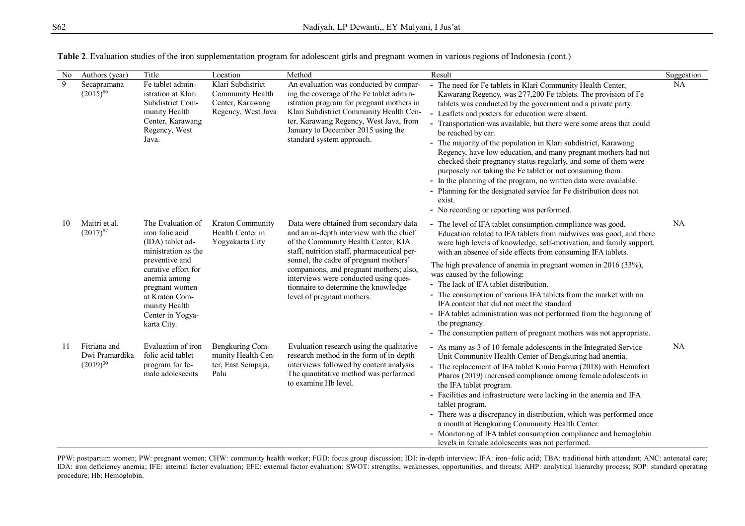**Table 2**. Evaluation studies of the iron supplementation program for adolescent girls and pregnant women in various regions of Indonesia (cont.)

| No | Authors (year) | Title | Location | Method | Result | Suggestion |
|---|---|---|---|---|---|---|
| 9 | Secapramana (2015)[86] | Fe tablet administration at Klari Subdistrict Community Health Center, Karawang Regency, West Java. | Klari Subdistrict Community Health Center, Karawang Regency, West Java | An evaluation was conducted by comparing the coverage of the Fe tablet administration program for pregnant mothers in Klari Subdistrict Community Health Center, Karawang Regency, West Java, from January to December 2015 using the standard system approach. | - The need for Fe tablets in Klari Community Health Center, Kawarang Regency, was 277,200 Fe tablets. The provision of Fe tablets was conducted by the government and a private party.<br>- Leaflets and posters for education were absent.<br>- Transportation was available, but there were some areas that could be reached by car.<br>- The majority of the population in Klari subdistrict, Karawang Regency, have low education, and many pregnant mothers had not checked their pregnancy status regularly, and some of them were purposely not taking the Fe tablet or not consuming them.<br>- In the planning of the program, no written data were available.<br>- Planning for the designated service for Fe distribution does not exist.<br>- No recording or reporting was performed. | NA |
| 10 | Maitri et al. (2017)[87] | The Evaluation of iron folic acid (IDA) tablet administration as the preventive and curative effort for anemia among pregnant women at Kraton Community Health Center in Yogyakarta City. | Kraton Community Health Center in Yogyakarta City | Data were obtained from secondary data and an in-depth interview with the chief of the Community Health Center, KIA staff, nutrition staff, pharmaceutical personnel, the cadre of pregnant mothers' companions, and pregnant mothers; also, interviews were conducted using questionnaire to determine the knowledge level of pregnant mothers. | - The level of IFA tablet consumption compliance was good. Education related to IFA tablets from midwives was good, and there were high levels of knowledge, self-motivation, and family support, with an absence of side effects from consuming IFA tablets.<br>The high prevalence of anemia in pregnant women in 2016 (33%), was caused by the following:<br>- The lack of IFA tablet distribution.<br>- The consumption of various IFA tablets from the market with an IFA content that did not meet the standard<br>- IFA tablet administration was not performed from the beginning of the pregnancy.<br>- The consumption pattern of pregnant mothers was not appropriate. | NA |
| 11 | Fitriana and Dwi Pramardika (2019)[30] | Evaluation of iron folic acid tablet program for female adolescents | Bengkuring Community Health Center, East Sempaja, Palu | Evaluation research using the qualitative research method in the form of in-depth interviews followed by content analysis. The quantitative method was performed to examine Hb level. | - As many as 3 of 10 female adolescents in the Integrated Service Unit Community Health Center of Bengkuring had anemia.<br>- The replacement of IFA tablet Kimia Farma (2018) with Hemafort Pharos (2019) increased compliance among female adolescents in the IFA tablet program.<br>- Facilities and infrastructure were lacking in the anemia and IFA tablet program.<br>- There was a discrepancy in distribution, which was performed once a month at Bengkuring Community Health Center.<br>- Monitoring of IFA tablet consumption compliance and hemoglobin levels in female adolescents was not performed. | NA |

PPW: postpartum women; PW: pregnant women; CHW: community health worker; FGD: focus group discussion; IDI: in-depth interview; IFA: iron–folic acid; TBA: traditional birth attendant; ANC: antenatal care; IDA: iron deficiency anemia; IFE: internal factor evaluation; EFE: external factor evaluation; SWOT: strengths, weaknesses, opportunities, and threats; AHP: analytical hierarchy process; SOP: standard operating procedure; Hb: Hemoglobin.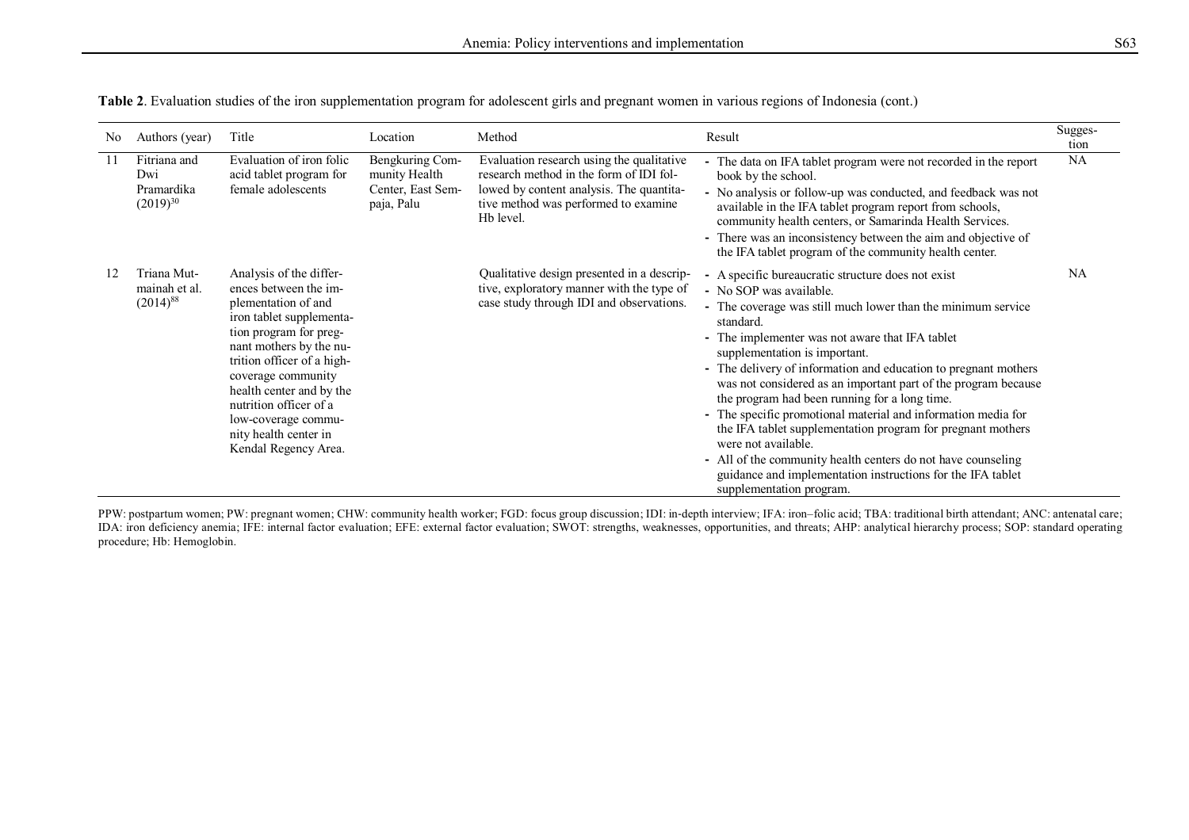**Table 2**. Evaluation studies of the iron supplementation program for adolescent girls and pregnant women in various regions of Indonesia (cont.)

| No | Authors (year) | Title | Location | Method | Result | Suggestion |
|---|---|---|---|---|---|---|
| 11 | Fitriana and Dwi Pramardika (2019)[30] | Evaluation of iron folic acid tablet program for female adolescents | Bengkuring Community Health Center, East Sempaja, Palu | Evaluation research using the qualitative research method in the form of IDI followed by content analysis. The quantitative method was performed to examine Hb level. | - The data on IFA tablet program were not recorded in the report book by the school.<br>- No analysis or follow-up was conducted, and feedback was not available in the IFA tablet program report from schools, community health centers, or Samarinda Health Services.<br>- There was an inconsistency between the aim and objective of the IFA tablet program of the community health center. | NA |
| 12 | Triana Mutmainah et al. (2014)[88] | Analysis of the differences between the implementation of and iron tablet supplementation program for pregnant mothers by the nutrition officer of a high-coverage community health center and by the nutrition officer of a low-coverage community health center in Kendal Regency Area. | | Qualitative design presented in a descriptive, exploratory manner with the type of case study through IDI and observations. | - A specific bureaucratic structure does not exist<br>- No SOP was available.<br>- The coverage was still much lower than the minimum service standard.<br>- The implementer was not aware that IFA tablet supplementation is important.<br>- The delivery of information and education to pregnant mothers was not considered as an important part of the program because the program had been running for a long time.<br>- The specific promotional material and information media for the IFA tablet supplementation program for pregnant mothers were not available.<br>- All of the community health centers do not have counseling guidance and implementation instructions for the IFA tablet supplementation program. | NA |

PPW: postpartum women; PW: pregnant women; CHW: community health worker; FGD: focus group discussion; IDI: in-depth interview; IFA: iron–folic acid; TBA: traditional birth attendant; ANC: antenatal care; IDA: iron deficiency anemia; IFE: internal factor evaluation; EFE: external factor evaluation; SWOT: strengths, weaknesses, opportunities, and threats; AHP: analytical hierarchy process; SOP: standard operating procedure; Hb: Hemoglobin.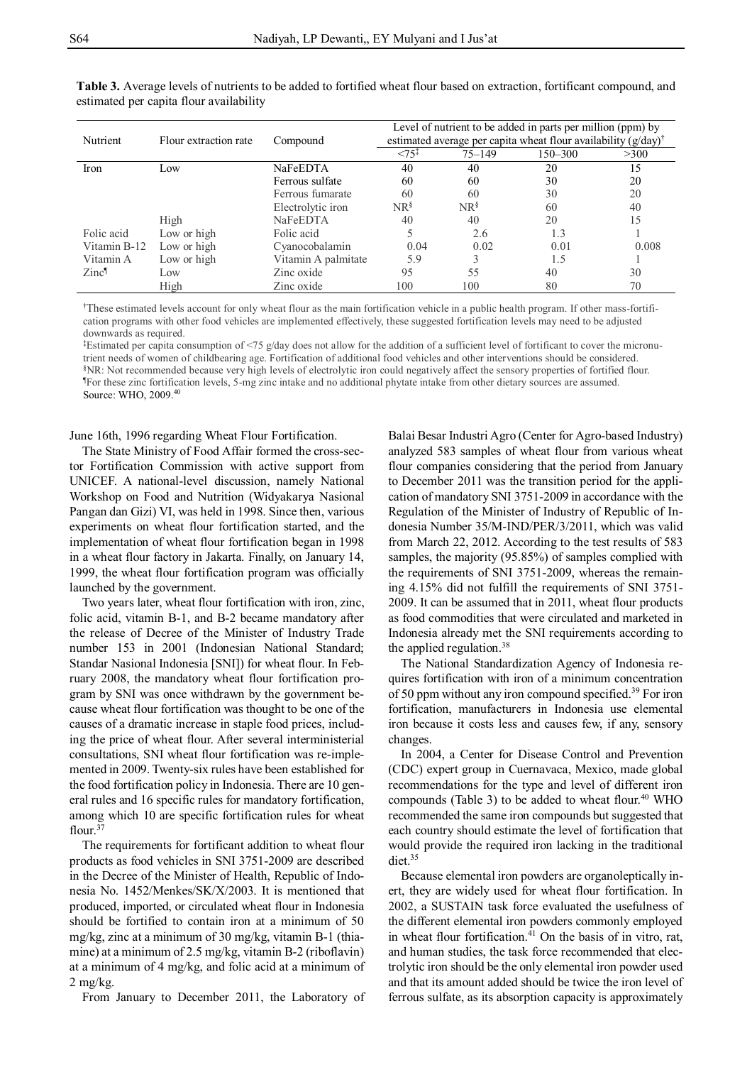**Table 3.** Average levels of nutrients to be added to fortified wheat flour based on extraction, fortificant compound, and estimated per capita flour availability

| Nutrient | Flour extraction rate | Compound | Level of nutrient to be added in parts per million (ppm) by estimated average per capita wheat flour availability (g/day)[†] | | | |
|---|---|---|---|---|---|---|
| | | | <75[‡] | 75–149 | 150–300 | >300 |
| Iron | Low | NaFeEDTA | 40 | 40 | 20 | 15 |
| | | Ferrous sulfate | 60 | 60 | 30 | 20 |
| | | Ferrous fumarate | 60 | 60 | 30 | 20 |
| | | Electrolytic iron | NR[§] | NR[§] | 60 | 40 |
| | High | NaFeEDTA | 40 | 40 | 20 | 15 |
| Folic acid | Low or high | Folic acid | 5 | 2.6 | 1.3 | 1 |
| Vitamin B-12 | Low or high | Cyanocobalamin | 0.04 | 0.02 | 0.01 | 0.008 |
| Vitamin A | Low or high | Vitamin A palmitate | 5.9 | 3 | 1.5 | 1 |
| Zinc[¶] | Low | Zinc oxide | 95 | 55 | 40 | 30 |
| | High | Zinc oxide | 100 | 100 | 80 | 70 |

[†]These estimated levels account for only wheat flour as the main fortification vehicle in a public health program. If other mass-fortification programs with other food vehicles are implemented effectively, these suggested fortification levels may need to be adjusted downwards as required.
[‡]Estimated per capita consumption of <75 g/day does not allow for the addition of a sufficient level of fortificant to cover the micronutrient needs of women of childbearing age. Fortification of additional food vehicles and other interventions should be considered.
[§]NR: Not recommended because very high levels of electrolytic iron could negatively affect the sensory properties of fortified flour.
[¶]For these zinc fortification levels, 5-mg zinc intake and no additional phytate intake from other dietary sources are assumed.
Source: WHO, 2009.[40]

June 16th, 1996 regarding Wheat Flour Fortification.

The State Ministry of Food Affair formed the cross-sector Fortification Commission with active support from UNICEF. A national-level discussion, namely National Workshop on Food and Nutrition (Widyakarya Nasional Pangan dan Gizi) VI, was held in 1998. Since then, various experiments on wheat flour fortification started, and the implementation of wheat flour fortification began in 1998 in a wheat flour factory in Jakarta. Finally, on January 14, 1999, the wheat flour fortification program was officially launched by the government.

Two years later, wheat flour fortification with iron, zinc, folic acid, vitamin B-1, and B-2 became mandatory after the release of Decree of the Minister of Industry Trade number 153 in 2001 (Indonesian National Standard; Standar Nasional Indonesia [SNI]) for wheat flour. In February 2008, the mandatory wheat flour fortification program by SNI was once withdrawn by the government because wheat flour fortification was thought to be one of the causes of a dramatic increase in staple food prices, including the price of wheat flour. After several interministerial consultations, SNI wheat flour fortification was re-implemented in 2009. Twenty-six rules have been established for the food fortification policy in Indonesia. There are 10 general rules and 16 specific rules for mandatory fortification, among which 10 are specific fortification rules for wheat flour.[37]

The requirements for fortificant addition to wheat flour products as food vehicles in SNI 3751-2009 are described in the Decree of the Minister of Health, Republic of Indonesia No. 1452/Menkes/SK/X/2003. It is mentioned that produced, imported, or circulated wheat flour in Indonesia should be fortified to contain iron at a minimum of 50 mg/kg, zinc at a minimum of 30 mg/kg, vitamin B-1 (thiamine) at a minimum of 2.5 mg/kg, vitamin B-2 (riboflavin) at a minimum of 4 mg/kg, and folic acid at a minimum of 2 mg/kg.

From January to December 2011, the Laboratory of Balai Besar Industri Agro (Center for Agro-based Industry) analyzed 583 samples of wheat flour from various wheat flour companies considering that the period from January to December 2011 was the transition period for the application of mandatory SNI 3751-2009 in accordance with the Regulation of the Minister of Industry of Republic of Indonesia Number 35/M-IND/PER/3/2011, which was valid from March 22, 2012. According to the test results of 583 samples, the majority (95.85%) of samples complied with the requirements of SNI 3751-2009, whereas the remaining 4.15% did not fulfill the requirements of SNI 3751-2009. It can be assumed that in 2011, wheat flour products as food commodities that were circulated and marketed in Indonesia already met the SNI requirements according to the applied regulation.[38]

The National Standardization Agency of Indonesia requires fortification with iron of a minimum concentration of 50 ppm without any iron compound specified.[39] For iron fortification, manufacturers in Indonesia use elemental iron because it costs less and causes few, if any, sensory changes.

In 2004, a Center for Disease Control and Prevention (CDC) expert group in Cuernavaca, Mexico, made global recommendations for the type and level of different iron compounds (Table 3) to be added to wheat flour.[40] WHO recommended the same iron compounds but suggested that each country should estimate the level of fortification that would provide the required iron lacking in the traditional diet.[35]

Because elemental iron powders are organoleptically inert, they are widely used for wheat flour fortification. In 2002, a SUSTAIN task force evaluated the usefulness of the different elemental iron powders commonly employed in wheat flour fortification.[41] On the basis of in vitro, rat, and human studies, the task force recommended that electrolytic iron should be the only elemental iron powder used and that its amount added should be twice the iron level of ferrous sulfate, as its absorption capacity is approximately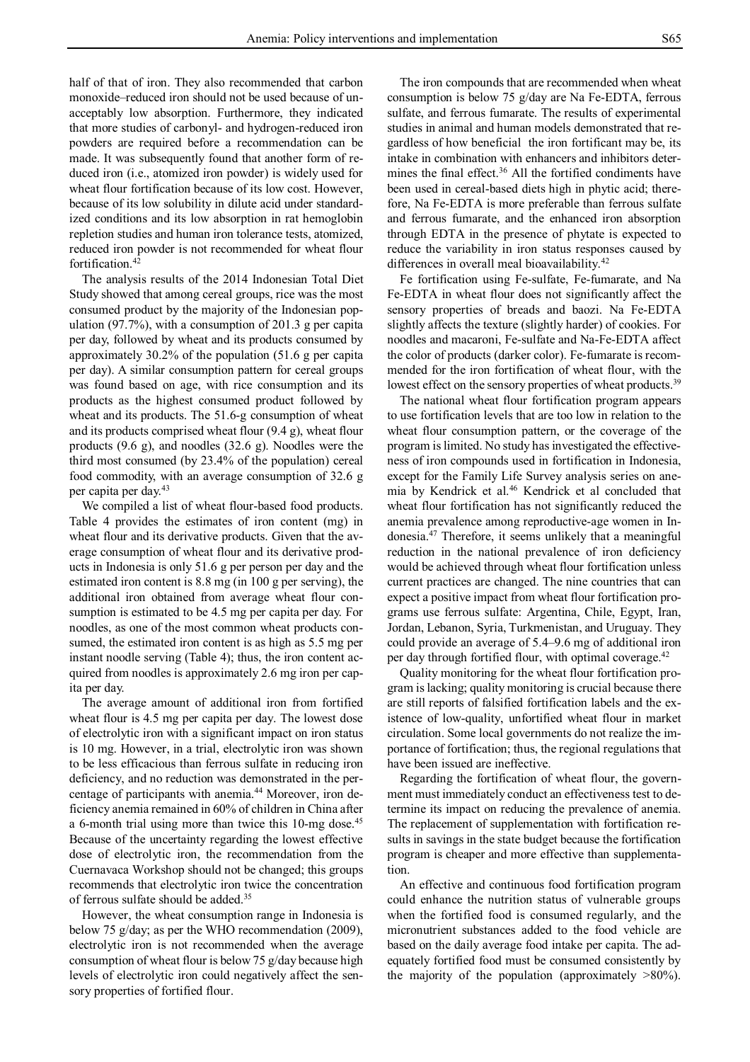half of that of iron. They also recommended that carbon monoxide–reduced iron should not be used because of unacceptably low absorption. Furthermore, they indicated that more studies of carbonyl- and hydrogen-reduced iron powders are required before a recommendation can be made. It was subsequently found that another form of reduced iron (i.e., atomized iron powder) is widely used for wheat flour fortification because of its low cost. However, because of its low solubility in dilute acid under standardized conditions and its low absorption in rat hemoglobin repletion studies and human iron tolerance tests, atomized, reduced iron powder is not recommended for wheat flour fortification.[42]

The analysis results of the 2014 Indonesian Total Diet Study showed that among cereal groups, rice was the most consumed product by the majority of the Indonesian population (97.7%), with a consumption of 201.3 g per capita per day, followed by wheat and its products consumed by approximately 30.2% of the population (51.6 g per capita per day). A similar consumption pattern for cereal groups was found based on age, with rice consumption and its products as the highest consumed product followed by wheat and its products. The 51.6-g consumption of wheat and its products comprised wheat flour (9.4 g), wheat flour products (9.6 g), and noodles (32.6 g). Noodles were the third most consumed (by 23.4% of the population) cereal food commodity, with an average consumption of 32.6 g per capita per day.[43]

We compiled a list of wheat flour-based food products. Table 4 provides the estimates of iron content (mg) in wheat flour and its derivative products. Given that the average consumption of wheat flour and its derivative products in Indonesia is only 51.6 g per person per day and the estimated iron content is 8.8 mg (in 100 g per serving), the additional iron obtained from average wheat flour consumption is estimated to be 4.5 mg per capita per day. For noodles, as one of the most common wheat products consumed, the estimated iron content is as high as 5.5 mg per instant noodle serving (Table 4); thus, the iron content acquired from noodles is approximately 2.6 mg iron per capita per day.

The average amount of additional iron from fortified wheat flour is 4.5 mg per capita per day. The lowest dose of electrolytic iron with a significant impact on iron status is 10 mg. However, in a trial, electrolytic iron was shown to be less efficacious than ferrous sulfate in reducing iron deficiency, and no reduction was demonstrated in the percentage of participants with anemia.[44] Moreover, iron deficiency anemia remained in 60% of children in China after a 6-month trial using more than twice this 10-mg dose.[45] Because of the uncertainty regarding the lowest effective dose of electrolytic iron, the recommendation from the Cuernavaca Workshop should not be changed; this groups recommends that electrolytic iron twice the concentration of ferrous sulfate should be added.[35]

However, the wheat consumption range in Indonesia is below 75 g/day; as per the WHO recommendation (2009), electrolytic iron is not recommended when the average consumption of wheat flour is below 75 g/day because high levels of electrolytic iron could negatively affect the sensory properties of fortified flour.

The iron compounds that are recommended when wheat consumption is below 75 g/day are Na Fe-EDTA, ferrous sulfate, and ferrous fumarate. The results of experimental studies in animal and human models demonstrated that regardless of how beneficial the iron fortificant may be, its intake in combination with enhancers and inhibitors determines the final effect.[36] All the fortified condiments have been used in cereal-based diets high in phytic acid; therefore, Na Fe-EDTA is more preferable than ferrous sulfate and ferrous fumarate, and the enhanced iron absorption through EDTA in the presence of phytate is expected to reduce the variability in iron status responses caused by differences in overall meal bioavailability.[42]

Fe fortification using Fe-sulfate, Fe-fumarate, and Na Fe-EDTA in wheat flour does not significantly affect the sensory properties of breads and baozi. Na Fe-EDTA slightly affects the texture (slightly harder) of cookies. For noodles and macaroni, Fe-sulfate and Na-Fe-EDTA affect the color of products (darker color). Fe-fumarate is recommended for the iron fortification of wheat flour, with the lowest effect on the sensory properties of wheat products.[39]

The national wheat flour fortification program appears to use fortification levels that are too low in relation to the wheat flour consumption pattern, or the coverage of the program is limited. No study has investigated the effectiveness of iron compounds used in fortification in Indonesia, except for the Family Life Survey analysis series on anemia by Kendrick et al.[46] Kendrick et al concluded that wheat flour fortification has not significantly reduced the anemia prevalence among reproductive-age women in Indonesia.[47] Therefore, it seems unlikely that a meaningful reduction in the national prevalence of iron deficiency would be achieved through wheat flour fortification unless current practices are changed. The nine countries that can expect a positive impact from wheat flour fortification programs use ferrous sulfate: Argentina, Chile, Egypt, Iran, Jordan, Lebanon, Syria, Turkmenistan, and Uruguay. They could provide an average of 5.4–9.6 mg of additional iron per day through fortified flour, with optimal coverage.[42]

Quality monitoring for the wheat flour fortification program is lacking; quality monitoring is crucial because there are still reports of falsified fortification labels and the existence of low-quality, unfortified wheat flour in market circulation. Some local governments do not realize the importance of fortification; thus, the regional regulations that have been issued are ineffective.

Regarding the fortification of wheat flour, the government must immediately conduct an effectiveness test to determine its impact on reducing the prevalence of anemia. The replacement of supplementation with fortification results in savings in the state budget because the fortification program is cheaper and more effective than supplementation.

An effective and continuous food fortification program could enhance the nutrition status of vulnerable groups when the fortified food is consumed regularly, and the micronutrient substances added to the food vehicle are based on the daily average food intake per capita. The adequately fortified food must be consumed consistently by the majority of the population (approximately >80%).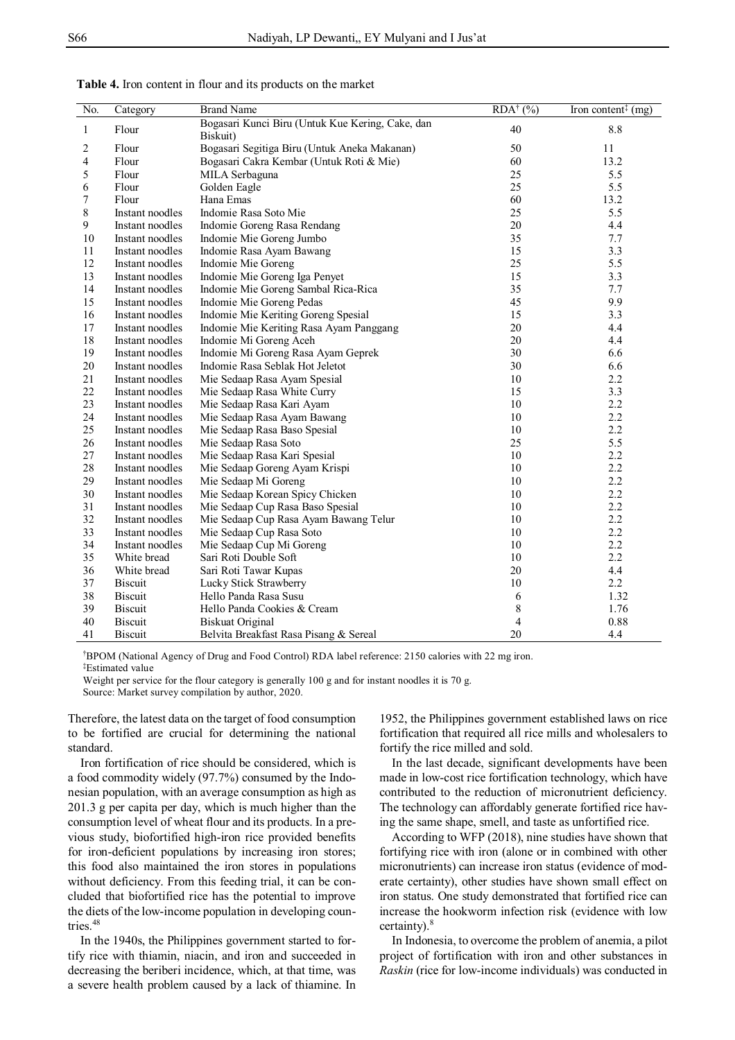**Table 4.** Iron content in flour and its products on the market

| No. | Category | Brand Name | RDA[†] (%) | Iron content[‡] (mg) |
|---|---|---|---|---|
| 1 | Flour | Bogasari Kunci Biru (Untuk Kue Kering, Cake, dan Biskuit) | 40 | 8.8 |
| 2 | Flour | Bogasari Segitiga Biru (Untuk Aneka Makanan) | 50 | 11 |
| 4 | Flour | Bogasari Cakra Kembar (Untuk Roti & Mie) | 60 | 13.2 |
| 5 | Flour | MILA Serbaguna | 25 | 5.5 |
| 6 | Flour | Golden Eagle | 25 | 5.5 |
| 7 | Flour | Hana Emas | 60 | 13.2 |
| 8 | Instant noodles | Indomie Rasa Soto Mie | 25 | 5.5 |
| 9 | Instant noodles | Indomie Goreng Rasa Rendang | 20 | 4.4 |
| 10 | Instant noodles | Indomie Mie Goreng Jumbo | 35 | 7.7 |
| 11 | Instant noodles | Indomie Rasa Ayam Bawang | 15 | 3.3 |
| 12 | Instant noodles | Indomie Mie Goreng | 25 | 5.5 |
| 13 | Instant noodles | Indomie Mie Goreng Iga Penyet | 15 | 3.3 |
| 14 | Instant noodles | Indomie Mie Goreng Sambal Rica-Rica | 35 | 7.7 |
| 15 | Instant noodles | Indomie Mie Goreng Pedas | 45 | 9.9 |
| 16 | Instant noodles | Indomie Mie Keriting Goreng Spesial | 15 | 3.3 |
| 17 | Instant noodles | Indomie Mie Keriting Rasa Ayam Panggang | 20 | 4.4 |
| 18 | Instant noodles | Indomie Mi Goreng Aceh | 20 | 4.4 |
| 19 | Instant noodles | Indomie Mi Goreng Rasa Ayam Geprek | 30 | 6.6 |
| 20 | Instant noodles | Indomie Rasa Seblak Hot Jeletot | 30 | 6.6 |
| 21 | Instant noodles | Mie Sedaap Rasa Ayam Spesial | 10 | 2.2 |
| 22 | Instant noodles | Mie Sedaap Rasa White Curry | 15 | 3.3 |
| 23 | Instant noodles | Mie Sedaap Rasa Kari Ayam | 10 | 2.2 |
| 24 | Instant noodles | Mie Sedaap Rasa Ayam Bawang | 10 | 2.2 |
| 25 | Instant noodles | Mie Sedaap Rasa Baso Spesial | 10 | 2.2 |
| 26 | Instant noodles | Mie Sedaap Rasa Soto | 25 | 5.5 |
| 27 | Instant noodles | Mie Sedaap Rasa Kari Spesial | 10 | 2.2 |
| 28 | Instant noodles | Mie Sedaap Goreng Ayam Krispi | 10 | 2.2 |
| 29 | Instant noodles | Mie Sedaap Mi Goreng | 10 | 2.2 |
| 30 | Instant noodles | Mie Sedaap Korean Spicy Chicken | 10 | 2.2 |
| 31 | Instant noodles | Mie Sedaap Cup Rasa Baso Spesial | 10 | 2.2 |
| 32 | Instant noodles | Mie Sedaap Cup Rasa Ayam Bawang Telur | 10 | 2.2 |
| 33 | Instant noodles | Mie Sedaap Cup Rasa Soto | 10 | 2.2 |
| 34 | Instant noodles | Mie Sedaap Cup Mi Goreng | 10 | 2.2 |
| 35 | White bread | Sari Roti Double Soft | 10 | 2.2 |
| 36 | White bread | Sari Roti Tawar Kupas | 20 | 4.4 |
| 37 | Biscuit | Lucky Stick Strawberry | 10 | 2.2 |
| 38 | Biscuit | Hello Panda Rasa Susu | 6 | 1.32 |
| 39 | Biscuit | Hello Panda Cookies & Cream | 8 | 1.76 |
| 40 | Biscuit | Biskuat Original | 4 | 0.88 |
| 41 | Biscuit | Belvita Breakfast Rasa Pisang & Sereal | 20 | 4.4 |

[†]BPOM (National Agency of Drug and Food Control) RDA label reference: 2150 calories with 22 mg iron.
[‡]Estimated value
Weight per service for the flour category is generally 100 g and for instant noodles it is 70 g.
Source: Market survey compilation by author, 2020.

Therefore, the latest data on the target of food consumption to be fortified are crucial for determining the national standard.

Iron fortification of rice should be considered, which is a food commodity widely (97.7%) consumed by the Indonesian population, with an average consumption as high as 201.3 g per capita per day, which is much higher than the consumption level of wheat flour and its products. In a previous study, biofortified high-iron rice provided benefits for iron-deficient populations by increasing iron stores; this food also maintained the iron stores in populations without deficiency. From this feeding trial, it can be concluded that biofortified rice has the potential to improve the diets of the low-income population in developing countries.[48]

In the 1940s, the Philippines government started to fortify rice with thiamin, niacin, and iron and succeeded in decreasing the beriberi incidence, which, at that time, was a severe health problem caused by a lack of thiamine. In 1952, the Philippines government established laws on rice fortification that required all rice mills and wholesalers to fortify the rice milled and sold.

In the last decade, significant developments have been made in low-cost rice fortification technology, which have contributed to the reduction of micronutrient deficiency. The technology can affordably generate fortified rice having the same shape, smell, and taste as unfortified rice.

According to WFP (2018), nine studies have shown that fortifying rice with iron (alone or in combined with other micronutrients) can increase iron status (evidence of moderate certainty), other studies have shown small effect on iron status. One study demonstrated that fortified rice can increase the hookworm infection risk (evidence with low certainty).[8]

In Indonesia, to overcome the problem of anemia, a pilot project of fortification with iron and other substances in *Raskin* (rice for low-income individuals) was conducted in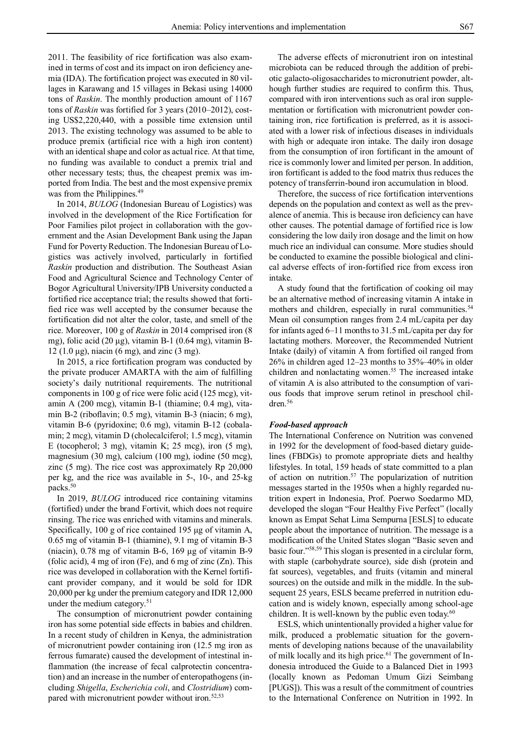2011. The feasibility of rice fortification was also examined in terms of cost and its impact on iron deficiency anemia (IDA). The fortification project was executed in 80 villages in Karawang and 15 villages in Bekasi using 14000 tons of *Raskin*. The monthly production amount of 1167 tons of *Raskin* was fortified for 3 years (2010–2012), costing US$2,220,440, with a possible time extension until 2013. The existing technology was assumed to be able to produce premix (artificial rice with a high iron content) with an identical shape and color as actual rice. At that time, no funding was available to conduct a premix trial and other necessary tests; thus, the cheapest premix was imported from India. The best and the most expensive premix was from the Philippines.[49]

In 2014, *BULOG* (Indonesian Bureau of Logistics) was involved in the development of the Rice Fortification for Poor Families pilot project in collaboration with the government and the Asian Development Bank using the Japan Fund for Poverty Reduction. The Indonesian Bureau of Logistics was actively involved, particularly in fortified *Raskin* production and distribution. The Southeast Asian Food and Agricultural Science and Technology Center of Bogor Agricultural University/IPB University conducted a fortified rice acceptance trial; the results showed that fortified rice was well accepted by the consumer because the fortification did not alter the color, taste, and smell of the rice. Moreover, 100 g of *Raskin* in 2014 comprised iron (8 mg), folic acid (20 µg), vitamin B-1 (0.64 mg), vitamin B-12 (1.0 µg), niacin (6 mg), and zinc (3 mg).

In 2015, a rice fortification program was conducted by the private producer AMARTA with the aim of fulfilling society's daily nutritional requirements. The nutritional components in 100 g of rice were folic acid (125 mcg), vitamin A (200 mcg), vitamin B-1 (thiamine; 0.4 mg), vitamin B-2 (riboflavin; 0.5 mg), vitamin B-3 (niacin; 6 mg), vitamin B-6 (pyridoxine; 0.6 mg), vitamin B-12 (cobalamin; 2 mcg), vitamin D (cholecalciferol; 1.5 mcg), vitamin E (tocopherol; 3 mg), vitamin K; 25 mcg), iron (5 mg), magnesium (30 mg), calcium (100 mg), iodine (50 mcg), zinc (5 mg). The rice cost was approximately Rp 20,000 per kg, and the rice was available in 5-, 10-, and 25-kg packs.[50]

In 2019, *BULOG* introduced rice containing vitamins (fortified) under the brand Fortivit, which does not require rinsing. The rice was enriched with vitamins and minerals. Specifically, 100 g of rice contained 195 µg of vitamin A, 0.65 mg of vitamin B-1 (thiamine), 9.1 mg of vitamin B-3 (niacin), 0.78 mg of vitamin B-6, 169 µg of vitamin B-9 (folic acid), 4 mg of iron (Fe), and 6 mg of zinc (Zn). This rice was developed in collaboration with the Kernel fortificant provider company, and it would be sold for IDR 20,000 per kg under the premium category and IDR 12,000 under the medium category.[51]

The consumption of micronutrient powder containing iron has some potential side effects in babies and children. In a recent study of children in Kenya, the administration of micronutrient powder containing iron (12.5 mg iron as ferrous fumarate) caused the development of intestinal inflammation (the increase of fecal calprotectin concentration) and an increase in the number of enteropathogens (including *Shigella*, *Escherichia coli*, and *Clostridium*) compared with micronutrient powder without iron.[52,53]

The adverse effects of micronutrient iron on intestinal microbiota can be reduced through the addition of prebiotic galacto-oligosaccharides to micronutrient powder, although further studies are required to confirm this. Thus, compared with iron interventions such as oral iron supplementation or fortification with micronutrient powder containing iron, rice fortification is preferred, as it is associated with a lower risk of infectious diseases in individuals with high or adequate iron intake. The daily iron dosage from the consumption of iron fortificant in the amount of rice is commonly lower and limited per person. In addition, iron fortificant is added to the food matrix thus reduces the potency of transferrin-bound iron accumulation in blood.

Therefore, the success of rice fortification interventions depends on the population and context as well as the prevalence of anemia. This is because iron deficiency can have other causes. The potential damage of fortified rice is low considering the low daily iron dosage and the limit on how much rice an individual can consume. More studies should be conducted to examine the possible biological and clinical adverse effects of iron-fortified rice from excess iron intake.

A study found that the fortification of cooking oil may be an alternative method of increasing vitamin A intake in mothers and children, especially in rural communities.[54] Mean oil consumption ranges from 2.4 mL/capita per day for infants aged 6–11 months to 31.5 mL/capita per day for lactating mothers. Moreover, the Recommended Nutrient Intake (daily) of vitamin A from fortified oil ranged from 26% in children aged 12–23 months to 35%–40% in older children and nonlactating women.[55] The increased intake of vitamin A is also attributed to the consumption of various foods that improve serum retinol in preschool children.[56]

### *Food-based approach*

The International Conference on Nutrition was convened in 1992 for the development of food-based dietary guidelines (FBDGs) to promote appropriate diets and healthy lifestyles. In total, 159 heads of state committed to a plan of action on nutrition.[57] The popularization of nutrition messages started in the 1950s when a highly regarded nutrition expert in Indonesia, Prof. Poerwo Soedarmo MD, developed the slogan "Four Healthy Five Perfect" (locally known as Empat Sehat Lima Sempurna [ESLS] to educate people about the importance of nutrition. The message is a modification of the United States slogan "Basic seven and basic four."[58,59] This slogan is presented in a circlular form, with staple (carbohydrate source), side dish (protein and fat sources), vegetables, and fruits (vitamin and mineral sources) on the outside and milk in the middle. In the subsequent 25 years, ESLS became preferred in nutrition education and is widely known, especially among school-age children. It is well-known by the public even today.[60]

ESLS, which unintentionally provided a higher value for milk, produced a problematic situation for the governments of developing nations because of the unavailability of milk locally and its high price.[61] The government of Indonesia introduced the Guide to a Balanced Diet in 1993 (locally known as Pedoman Umum Gizi Seimbang [PUGS]). This was a result of the commitment of countries to the International Conference on Nutrition in 1992. In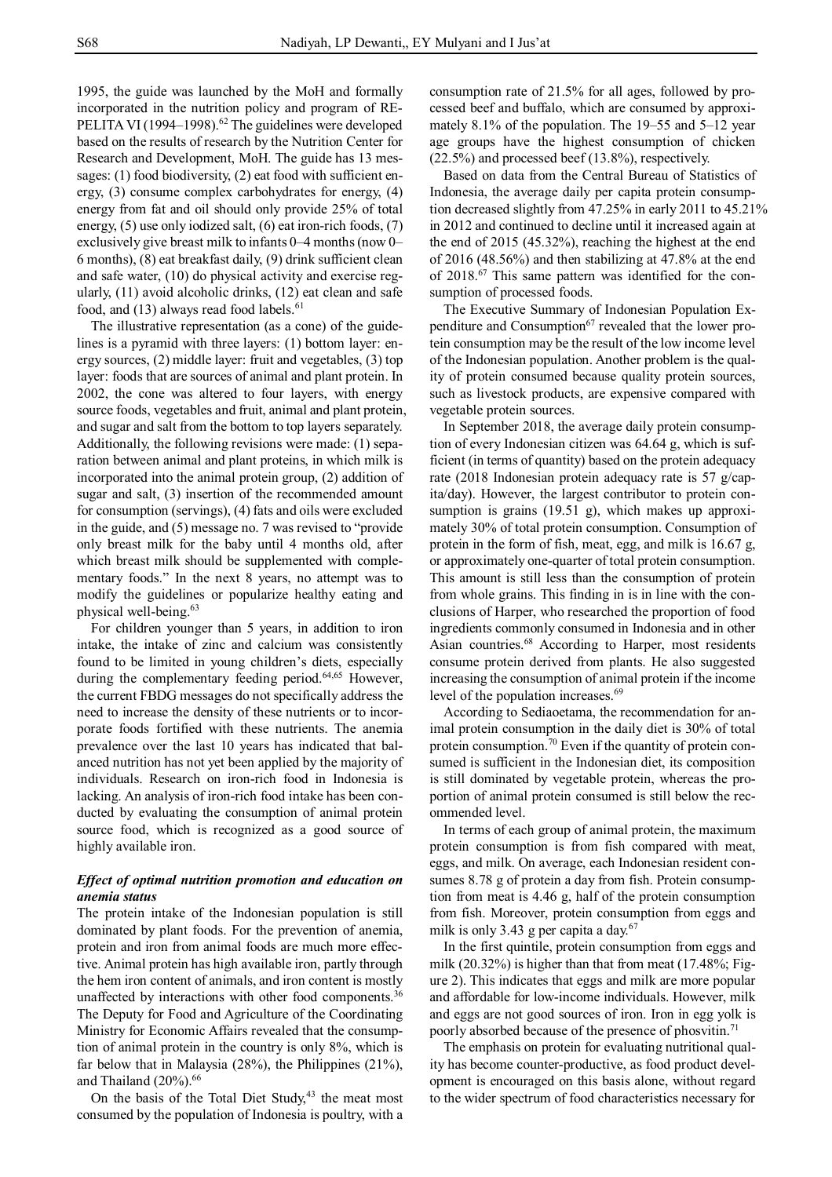1995, the guide was launched by the MoH and formally incorporated in the nutrition policy and program of REPELITA VI (1994–1998).[62] The guidelines were developed based on the results of research by the Nutrition Center for Research and Development, MoH. The guide has 13 messages: (1) food biodiversity, (2) eat food with sufficient energy, (3) consume complex carbohydrates for energy, (4) energy from fat and oil should only provide 25% of total energy, (5) use only iodized salt, (6) eat iron-rich foods, (7) exclusively give breast milk to infants 0–4 months (now 0–6 months), (8) eat breakfast daily, (9) drink sufficient clean and safe water, (10) do physical activity and exercise regularly, (11) avoid alcoholic drinks, (12) eat clean and safe food, and (13) always read food labels.[61]

The illustrative representation (as a cone) of the guidelines is a pyramid with three layers: (1) bottom layer: energy sources, (2) middle layer: fruit and vegetables, (3) top layer: foods that are sources of animal and plant protein. In 2002, the cone was altered to four layers, with energy source foods, vegetables and fruit, animal and plant protein, and sugar and salt from the bottom to top layers separately. Additionally, the following revisions were made: (1) separation between animal and plant proteins, in which milk is incorporated into the animal protein group, (2) addition of sugar and salt, (3) insertion of the recommended amount for consumption (servings), (4) fats and oils were excluded in the guide, and (5) message no. 7 was revised to "provide only breast milk for the baby until 4 months old, after which breast milk should be supplemented with complementary foods." In the next 8 years, no attempt was to modify the guidelines or popularize healthy eating and physical well-being.[63]

For children younger than 5 years, in addition to iron intake, the intake of zinc and calcium was consistently found to be limited in young children's diets, especially during the complementary feeding period.[64,65] However, the current FBDG messages do not specifically address the need to increase the density of these nutrients or to incorporate foods fortified with these nutrients. The anemia prevalence over the last 10 years has indicated that balanced nutrition has not yet been applied by the majority of individuals. Research on iron-rich food in Indonesia is lacking. An analysis of iron-rich food intake has been conducted by evaluating the consumption of animal protein source food, which is recognized as a good source of highly available iron.

### *Effect of optimal nutrition promotion and education on anemia status*

The protein intake of the Indonesian population is still dominated by plant foods. For the prevention of anemia, protein and iron from animal foods are much more effective. Animal protein has high available iron, partly through the hem iron content of animals, and iron content is mostly unaffected by interactions with other food components.[36] The Deputy for Food and Agriculture of the Coordinating Ministry for Economic Affairs revealed that the consumption of animal protein in the country is only 8%, which is far below that in Malaysia (28%), the Philippines (21%), and Thailand (20%).[66]

On the basis of the Total Diet Study,[43] the meat most consumed by the population of Indonesia is poultry, with a consumption rate of 21.5% for all ages, followed by processed beef and buffalo, which are consumed by approximately 8.1% of the population. The 19–55 and 5–12 year age groups have the highest consumption of chicken (22.5%) and processed beef (13.8%), respectively.

Based on data from the Central Bureau of Statistics of Indonesia, the average daily per capita protein consumption decreased slightly from 47.25% in early 2011 to 45.21% in 2012 and continued to decline until it increased again at the end of 2015 (45.32%), reaching the highest at the end of 2016 (48.56%) and then stabilizing at 47.8% at the end of 2018.[67] This same pattern was identified for the consumption of processed foods.

The Executive Summary of Indonesian Population Expenditure and Consumption[67] revealed that the lower protein consumption may be the result of the low income level of the Indonesian population. Another problem is the quality of protein consumed because quality protein sources, such as livestock products, are expensive compared with vegetable protein sources.

In September 2018, the average daily protein consumption of every Indonesian citizen was 64.64 g, which is sufficient (in terms of quantity) based on the protein adequacy rate (2018 Indonesian protein adequacy rate is 57 g/capita/day). However, the largest contributor to protein consumption is grains (19.51 g), which makes up approximately 30% of total protein consumption. Consumption of protein in the form of fish, meat, egg, and milk is 16.67 g, or approximately one-quarter of total protein consumption. This amount is still less than the consumption of protein from whole grains. This finding in is in line with the conclusions of Harper, who researched the proportion of food ingredients commonly consumed in Indonesia and in other Asian countries.[68] According to Harper, most residents consume protein derived from plants. He also suggested increasing the consumption of animal protein if the income level of the population increases.[69]

According to Sediaoetama, the recommendation for animal protein consumption in the daily diet is 30% of total protein consumption.[70] Even if the quantity of protein consumed is sufficient in the Indonesian diet, its composition is still dominated by vegetable protein, whereas the proportion of animal protein consumed is still below the recommended level.

In terms of each group of animal protein, the maximum protein consumption is from fish compared with meat, eggs, and milk. On average, each Indonesian resident consumes 8.78 g of protein a day from fish. Protein consumption from meat is 4.46 g, half of the protein consumption from fish. Moreover, protein consumption from eggs and milk is only 3.43 g per capita a day.[67]

In the first quintile, protein consumption from eggs and milk (20.32%) is higher than that from meat (17.48%; Figure 2). This indicates that eggs and milk are more popular and affordable for low-income individuals. However, milk and eggs are not good sources of iron. Iron in egg yolk is poorly absorbed because of the presence of phosvitin.[71]

The emphasis on protein for evaluating nutritional quality has become counter-productive, as food product development is encouraged on this basis alone, without regard to the wider spectrum of food characteristics necessary for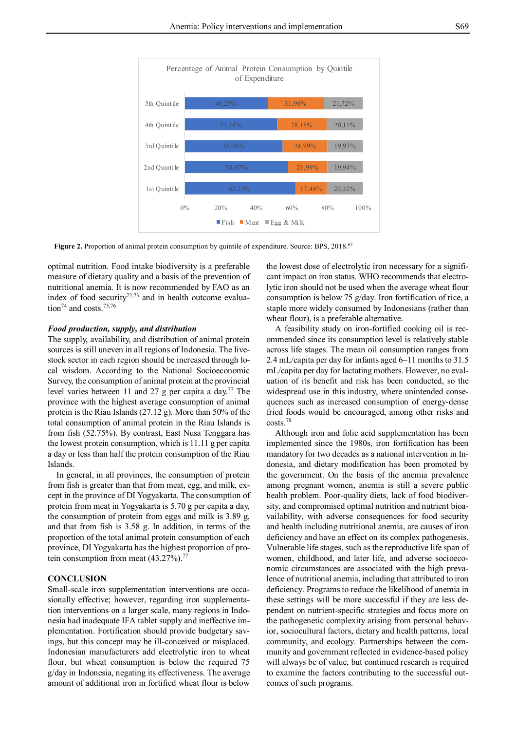Percentage of Animal Protein Consumption by Quintile of Expenditure

| | Fish | Meat | Egg & Milk |
|---|---|---|---|
| 5th Quintile | 46,29% | 31,99% | 21,72% |
| 4th Quintile | 51,74% | 28,15% | 20,11% |
| 3rd Quintile | 55,08% | 24,99% | 19,93% |
| 2nd Quintile | 58,07% | 21,99% | 19,94% |
| 1st Quintile | 62,19% | 17,48% | 20,32% |

**Figure 2.** Proportion of animal protein consumption by quintile of expenditure. Source: BPS, 2018.[67]

optimal nutrition. Food intake biodiversity is a preferable measure of dietary quality and a basis of the prevention of nutritional anemia. It is now recommended by FAO as an index of food security[72,73] and in health outcome evaluation[74] and costs.[75,76]

### *Food production, supply, and distribution*

The supply, availability, and distribution of animal protein sources is still uneven in all regions of Indonesia. The livestock sector in each region should be increased through local wisdom. According to the National Socioeconomic Survey, the consumption of animal protein at the provincial level varies between 11 and 27 g per capita a day.[77] The province with the highest average consumption of animal protein is the Riau Islands (27.12 g). More than 50% of the total consumption of animal protein in the Riau Islands is from fish (52.75%). By contrast, East Nusa Tenggara has the lowest protein consumption, which is 11.11 g per capita a day or less than half the protein consumption of the Riau Islands.

In general, in all provinces, the consumption of protein from fish is greater than that from meat, egg, and milk, except in the province of DI Yogyakarta. The consumption of protein from meat in Yogyakarta is 5.70 g per capita a day, the consumption of protein from eggs and milk is 3.89 g, and that from fish is 3.58 g. In addition, in terms of the proportion of the total animal protein consumption of each province, DI Yogyakarta has the highest proportion of protein consumption from meat (43.27%).[77]

## CONCLUSION

Small-scale iron supplementation interventions are occasionally effective; however, regarding iron supplementation interventions on a larger scale, many regions in Indonesia had inadequate IFA tablet supply and ineffective implementation. Fortification should provide budgetary savings, but this concept may be ill-conceived or misplaced. Indonesian manufacturers add electrolytic iron to wheat flour, but wheat consumption is below the required 75 g/day in Indonesia, negating its effectiveness. The average amount of additional iron in fortified wheat flour is below the lowest dose of electrolytic iron necessary for a significant impact on iron status. WHO recommends that electrolytic iron should not be used when the average wheat flour consumption is below 75 g/day. Iron fortification of rice, a staple more widely consumed by Indonesians (rather than wheat flour), is a preferable alternative.

A feasibility study on iron-fortified cooking oil is recommended since its consumption level is relatively stable across life stages. The mean oil consumption ranges from 2.4 mL/capita per day for infants aged 6–11 months to 31.5 mL/capita per day for lactating mothers. However, no evaluation of its benefit and risk has been conducted, so the widespread use in this industry, where unintended consequences such as increased consumption of energy-dense fried foods would be encouraged, among other risks and costs.[78]

Although iron and folic acid supplementation has been implemented since the 1980s, iron fortification has been mandatory for two decades as a national intervention in Indonesia, and dietary modification has been promoted by the government. On the basis of the anemia prevalence among pregnant women, anemia is still a severe public health problem. Poor-quality diets, lack of food biodiversity, and compromised optimal nutrition and nutrient bioavailability, with adverse consequences for food security and health including nutritional anemia, are causes of iron deficiency and have an effect on its complex pathogenesis. Vulnerable life stages, such as the reproductive life span of women, childhood, and later life, and adverse socioeconomic circumstances are associated with the high prevalence of nutritional anemia, including that attributed to iron deficiency. Programs to reduce the likelihood of anemia in these settings will be more successful if they are less dependent on nutrient-specific strategies and focus more on the pathogenetic complexity arising from personal behavior, sociocultural factors, dietary and health patterns, local community, and ecology. Partnerships between the community and government reflected in evidence-based policy will always be of value, but continued research is required to examine the factors contributing to the successful outcomes of such programs.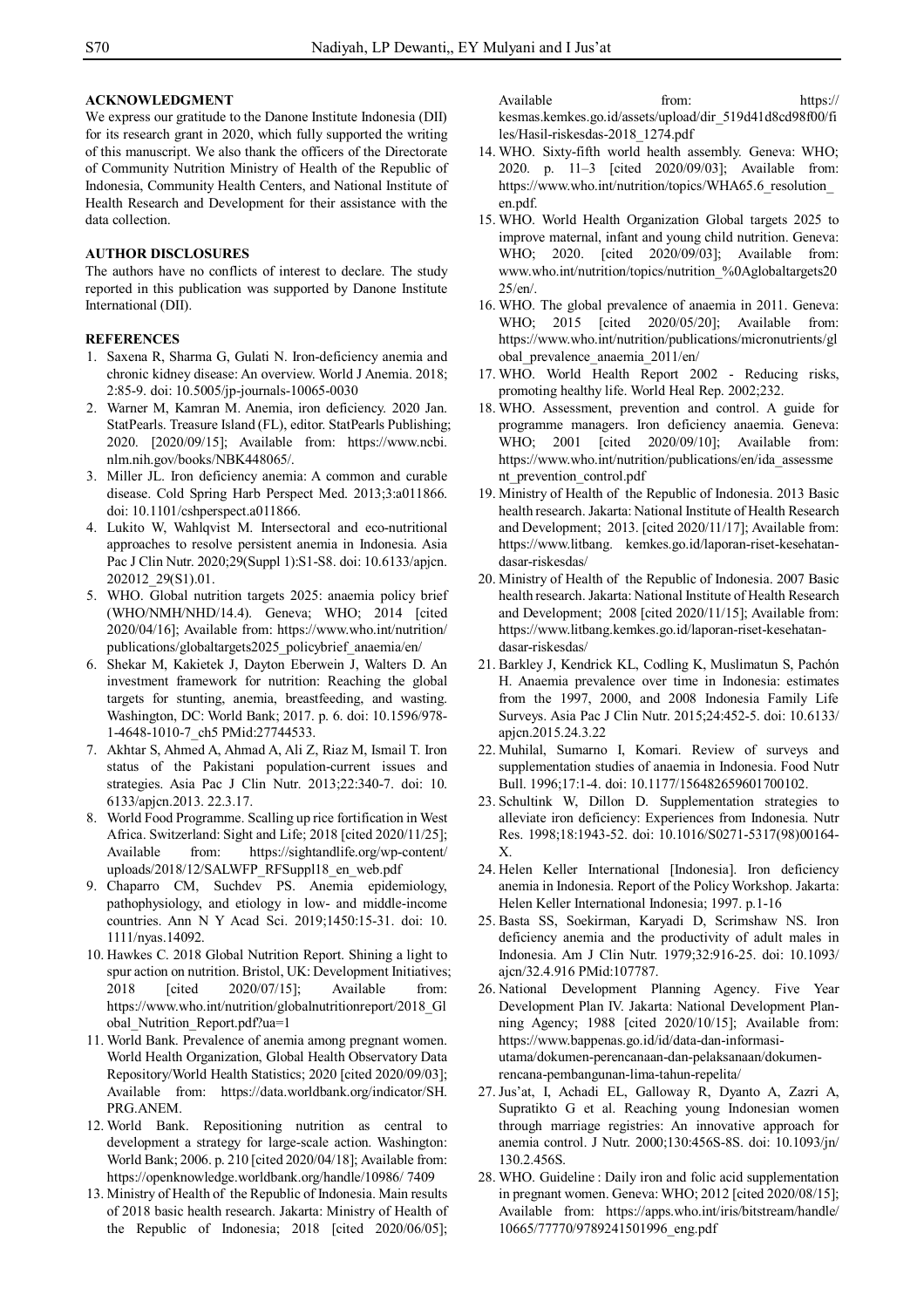## ACKNOWLEDGMENT

We express our gratitude to the Danone Institute Indonesia (DII) for its research grant in 2020, which fully supported the writing of this manuscript. We also thank the officers of the Directorate of Community Nutrition Ministry of Health of the Republic of Indonesia, Community Health Centers, and National Institute of Health Research and Development for their assistance with the data collection.

## AUTHOR DISCLOSURES

The authors have no conflicts of interest to declare. The study reported in this publication was supported by Danone Institute International (DII).

## REFERENCES

1. Saxena R, Sharma G, Gulati N. Iron-deficiency anemia and chronic kidney disease: An overview. World J Anemia. 2018; 2:85-9. doi: 10.5005/jp-journals-10065-0030
2. Warner M, Kamran M. Anemia, iron deficiency. 2020 Jan. StatPearls. Treasure Island (FL), editor. StatPearls Publishing; 2020. [2020/09/15]; Available from: https://www.ncbi.nlm.nih.gov/books/NBK448065/.
3. Miller JL. Iron deficiency anemia: A common and curable disease. Cold Spring Harb Perspect Med. 2013;3:a011866. doi: 10.1101/cshperspect.a011866.
4. Lukito W, Wahlqvist M. Intersectoral and eco-nutritional approaches to resolve persistent anemia in Indonesia. Asia Pac J Clin Nutr. 2020;29(Suppl 1):S1-S8. doi: 10.6133/apjcn.202012_29(S1).01.
5. WHO. Global nutrition targets 2025: anaemia policy brief (WHO/NMH/NHD/14.4). Geneva; WHO; 2014 [cited 2020/04/16]; Available from: https://www.who.int/nutrition/publications/globaltargets2025_policybrief_anaemia/en/
6. Shekar M, Kakietek J, Dayton Eberwein J, Walters D. An investment framework for nutrition: Reaching the global targets for stunting, anemia, breastfeeding, and wasting. Washington, DC: World Bank; 2017. p. 6. doi: 10.1596/978-1-4648-1010-7_ch5 PMid:27744533.
7. Akhtar S, Ahmed A, Ahmad A, Ali Z, Riaz M, Ismail T. Iron status of the Pakistani population-current issues and strategies. Asia Pac J Clin Nutr. 2013;22:340-7. doi: 10.6133/apjcn.2013. 22.3.17.
8. World Food Programme. Scalling up rice fortification in West Africa. Switzerland: Sight and Life; 2018 [cited 2020/11/25]; Available from: https://sightandlife.org/wp-content/uploads/2018/12/SALWFP_RFSuppl18_en_web.pdf
9. Chaparro CM, Suchdev PS. Anemia epidemiology, pathophysiology, and etiology in low- and middle-income countries. Ann N Y Acad Sci. 2019;1450:15-31. doi: 10.1111/nyas.14092.
10. Hawkes C. 2018 Global Nutrition Report. Shining a light to spur action on nutrition. Bristol, UK: Development Initiatives; 2018 [cited 2020/07/15]; Available from: https://www.who.int/nutrition/globalnutritionreport/2018_Global_Nutrition_Report.pdf?ua=1
11. World Bank. Prevalence of anemia among pregnant women. World Health Organization, Global Health Observatory Data Repository/World Health Statistics; 2020 [cited 2020/09/03]; Available from: https://data.worldbank.org/indicator/SH.PRG.ANEM.
12. World Bank. Repositioning nutrition as central to development a strategy for large-scale action. Washington: World Bank; 2006. p. 210 [cited 2020/04/18]; Available from: https://openknowledge.worldbank.org/handle/10986/ 7409
13. Ministry of Health of the Republic of Indonesia. Main results of 2018 basic health research. Jakarta: Ministry of Health of the Republic of Indonesia; 2018 [cited 2020/06/05]; Available from: https://kesmas.kemkes.go.id/assets/upload/dir_519d41d8cd98f00/files/Hasil-riskesdas-2018_1274.pdf
14. WHO. Sixty-fifth world health assembly. Geneva: WHO; 2020. p. 11–3 [cited 2020/09/03]; Available from: https://www.who.int/nutrition/topics/WHA65.6_resolution_en.pdf.
15. WHO. World Health Organization Global targets 2025 to improve maternal, infant and young child nutrition. Geneva: WHO; 2020. [cited 2020/09/03]; Available from: www.who.int/nutrition/topics/nutrition_%0Aglobaltargets2025/en/.
16. WHO. The global prevalence of anaemia in 2011. Geneva: WHO; 2015 [cited 2020/05/20]; Available from: https://www.who.int/nutrition/publications/micronutrients/global_prevalence_anaemia_2011/en/
17. WHO. World Health Report 2002 - Reducing risks, promoting healthy life. World Heal Rep. 2002;232.
18. WHO. Assessment, prevention and control. A guide for programme managers. Iron deficiency anaemia. Geneva: WHO; 2001 [cited 2020/09/10]; Available from: https://www.who.int/nutrition/publications/en/ida_assessment_prevention_control.pdf
19. Ministry of Health of the Republic of Indonesia. 2013 Basic health research. Jakarta: National Institute of Health Research and Development; 2013. [cited 2020/11/17]; Available from: https://www.litbang. kemkes.go.id/laporan-riset-kesehatan-dasar-riskesdas/
20. Ministry of Health of the Republic of Indonesia. 2007 Basic health research. Jakarta: National Institute of Health Research and Development; 2008 [cited 2020/11/15]; Available from: https://www.litbang.kemkes.go.id/laporan-riset-kesehatan-dasar-riskesdas/
21. Barkley J, Kendrick KL, Codling K, Muslimatun S, Pachón H. Anaemia prevalence over time in Indonesia: estimates from the 1997, 2000, and 2008 Indonesia Family Life Surveys. Asia Pac J Clin Nutr. 2015;24:452-5. doi: 10.6133/apjcn.2015.24.3.22
22. Muhilal, Sumarno I, Komari. Review of surveys and supplementation studies of anaemia in Indonesia. Food Nutr Bull. 1996;17:1-4. doi: 10.1177/156482659601700102.
23. Schultink W, Dillon D. Supplementation strategies to alleviate iron deficiency: Experiences from Indonesia. Nutr Res. 1998;18:1943-52. doi: 10.1016/S0271-5317(98)00164-X.
24. Helen Keller International [Indonesia]. Iron deficiency anemia in Indonesia. Report of the Policy Workshop. Jakarta: Helen Keller International Indonesia; 1997. p.1-16
25. Basta SS, Soekirman, Karyadi D, Scrimshaw NS. Iron deficiency anemia and the productivity of adult males in Indonesia. Am J Clin Nutr. 1979;32:916-25. doi: 10.1093/ajcn/32.4.916 PMid:107787.
26. National Development Planning Agency. Five Year Development Plan IV. Jakarta: National Development Planning Agency; 1988 [cited 2020/10/15]; Available from: https://www.bappenas.go.id/id/data-dan-informasi-utama/dokumen-perencanaan-dan-pelaksanaan/dokumen-rencana-pembangunan-lima-tahun-repelita/
27. Jus'at, I, Achadi EL, Galloway R, Dyanto A, Zazri A, Supratikto G et al. Reaching young Indonesian women through marriage registries: An innovative approach for anemia control. J Nutr. 2000;130:456S-8S. doi: 10.1093/jn/130.2.456S.
28. WHO. Guideline : Daily iron and folic acid supplementation in pregnant women. Geneva: WHO; 2012 [cited 2020/08/15]; Available from: https://apps.who.int/iris/bitstream/handle/10665/77770/9789241501996_eng.pdf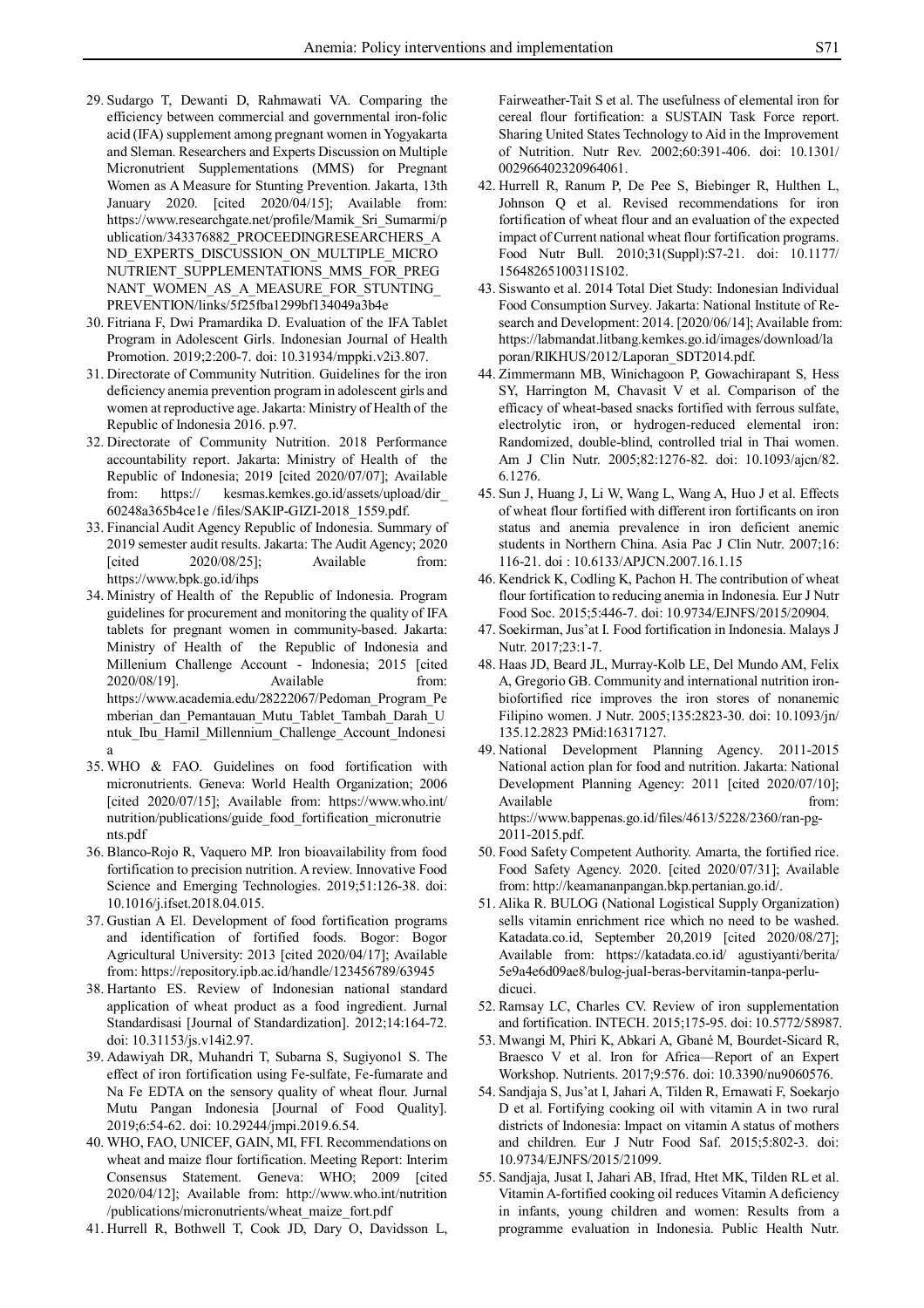29. Sudargo T, Dewanti D, Rahmawati VA. Comparing the efficiency between commercial and governmental iron-folic acid (IFA) supplement among pregnant women in Yogyakarta and Sleman. Researchers and Experts Discussion on Multiple Micronutrient Supplementations (MMS) for Pregnant Women as A Measure for Stunting Prevention. Jakarta, 13th January 2020. [cited 2020/04/15]; Available from: https://www.researchgate.net/profile/Mamik_Sri_Sumarmi/publication/343376882_PROCEEDINGRESEARCHERS_AND_EXPERTS_DISCUSSION_ON_MULTIPLE_MICRONUTRIENT_SUPPLEMENTATIONS_MMS_FOR_PREGNANT_WOMEN_AS_A_MEASURE_FOR_STUNTING_PREVENTION/links/5f25fba1299bf134049a3b4e
30. Fitriana F, Dwi Pramardika D. Evaluation of the IFA Tablet Program in Adolescent Girls. Indonesian Journal of Health Promotion. 2019;2:200-7. doi: 10.31934/mppki.v2i3.807.
31. Directorate of Community Nutrition. Guidelines for the iron deficiency anemia prevention program in adolescent girls and women at reproductive age. Jakarta: Ministry of Health of the Republic of Indonesia 2016. p.97.
32. Directorate of Community Nutrition. 2018 Performance accountability report. Jakarta: Ministry of Health of the Republic of Indonesia; 2019 [cited 2020/07/07]; Available from: https:// kesmas.kemkes.go.id/assets/upload/dir_60248a365b4ce1e /files/SAKIP-GIZI-2018_1559.pdf.
33. Financial Audit Agency Republic of Indonesia. Summary of 2019 semester audit results. Jakarta: The Audit Agency; 2020 [cited 2020/08/25]; Available from: https://www.bpk.go.id/ihps
34. Ministry of Health of the Republic of Indonesia. Program guidelines for procurement and monitoring the quality of IFA tablets for pregnant women in community-based. Jakarta: Ministry of Health of the Republic of Indonesia and Millenium Challenge Account - Indonesia; 2015 [cited 2020/08/19]. Available from: https://www.academia.edu/28222067/Pedoman_Program_Pemberian_dan_Pemantauan_Mutu_Tablet_Tambah_Darah_Untuk_Ibu_Hamil_Millennium_Challenge_Account_Indonesia
35. WHO & FAO. Guidelines on food fortification with micronutrients. Geneva: World Health Organization; 2006 [cited 2020/07/15]; Available from: https://www.who.int/nutrition/publications/guide_food_fortification_micronutrients.pdf
36. Blanco-Rojo R, Vaquero MP. Iron bioavailability from food fortification to precision nutrition. A review. Innovative Food Science and Emerging Technologies. 2019;51:126-38. doi: 10.1016/j.ifset.2018.04.015.
37. Gustian A El. Development of food fortification programs and identification of fortified foods. Bogor: Bogor Agricultural University: 2013 [cited 2020/04/17]; Available from: https://repository.ipb.ac.id/handle/123456789/63945
38. Hartanto ES. Review of Indonesian national standard application of wheat product as a food ingredient. Jurnal Standardisasi [Journal of Standardization]. 2012;14:164-72. doi: 10.31153/js.v14i2.97.
39. Adawiyah DR, Muhandri T, Subarna S, Sugiyono1 S. The effect of iron fortification using Fe-sulfate, Fe-fumarate and Na Fe EDTA on the sensory quality of wheat flour. Jurnal Mutu Pangan Indonesia [Journal of Food Quality]. 2019;6:54-62. doi: 10.29244/jmpi.2019.6.54.
40. WHO, FAO, UNICEF, GAIN, MI, FFI. Recommendations on wheat and maize flour fortification. Meeting Report: Interim Consensus Statement. Geneva: WHO; 2009 [cited 2020/04/12]; Available from: http://www.who.int/nutrition/publications/micronutrients/wheat_maize_fort.pdf
41. Hurrell R, Bothwell T, Cook JD, Dary O, Davidsson L, Fairweather-Tait S et al. The usefulness of elemental iron for cereal flour fortification: a SUSTAIN Task Force report. Sharing United States Technology to Aid in the Improvement of Nutrition. Nutr Rev. 2002;60:391-406. doi: 10.1301/002966402320964061.
42. Hurrell R, Ranum P, De Pee S, Biebinger R, Hulthen L, Johnson Q et al. Revised recommendations for iron fortification of wheat flour and an evaluation of the expected impact of Current national wheat flour fortification programs. Food Nutr Bull. 2010;31(Suppl):S7-21. doi: 10.1177/15648265100311S102.
43. Siswanto et al. 2014 Total Diet Study: Indonesian Individual Food Consumption Survey. Jakarta: National Institute of Research and Development: 2014. [2020/06/14]; Available from: https://labmandat.litbang.kemkes.go.id/images/download/laporan/RIKHUS/2012/Laporan_SDT2014.pdf.
44. Zimmermann MB, Winichagoon P, Gowachirapant S, Hess SY, Harrington M, Chavasit V et al. Comparison of the efficacy of wheat-based snacks fortified with ferrous sulfate, electrolytic iron, or hydrogen-reduced elemental iron: Randomized, double-blind, controlled trial in Thai women. Am J Clin Nutr. 2005;82:1276-82. doi: 10.1093/ajcn/82.6.1276.
45. Sun J, Huang J, Li W, Wang L, Wang A, Huo J et al. Effects of wheat flour fortified with different iron fortificants on iron status and anemia prevalence in iron deficient anemic students in Northern China. Asia Pac J Clin Nutr. 2007;16:116-21. doi : 10.6133/APJCN.2007.16.1.15
46. Kendrick K, Codling K, Pachon H. The contribution of wheat flour fortification to reducing anemia in Indonesia. Eur J Nutr Food Soc. 2015;5:446-7. doi: 10.9734/EJNFS/2015/20904.
47. Soekirman, Jus'at I. Food fortification in Indonesia. Malays J Nutr. 2017;23:1-7.
48. Haas JD, Beard JL, Murray-Kolb LE, Del Mundo AM, Felix A, Gregorio GB. Community and international nutrition iron-biofortified rice improves the iron stores of nonanemic Filipino women. J Nutr. 2005;135:2823-30. doi: 10.1093/jn/135.12.2823 PMid:16317127.
49. National Development Planning Agency. 2011-2015 National action plan for food and nutrition. Jakarta: National Development Planning Agency: 2011 [cited 2020/07/10]; Available from: https://www.bappenas.go.id/files/4613/5228/2360/ran-pg-2011-2015.pdf.
50. Food Safety Competent Authority. Amarta, the fortified rice. Food Safety Agency. 2020. [cited 2020/07/31]; Available from: http://keamananpangan.bkp.pertanian.go.id/.
51. Alika R. BULOG (National Logistical Supply Organization) sells vitamin enrichment rice which no need to be washed. Katadata.co.id, September 20,2019 [cited 2020/08/27]; Available from: https://katadata.co.id/ agustiyanti/berita/5e9a4e6d09ae8/bulog-jual-beras-bervitamin-tanpa-perlu-dicuci.
52. Ramsay LC, Charles CV. Review of iron supplementation and fortification. INTECH. 2015;175-95. doi: 10.5772/58987.
53. Mwangi M, Phiri K, Abkari A, Gbané M, Bourdet-Sicard R, Braesco V et al. Iron for Africa—Report of an Expert Workshop. Nutrients. 2017;9:576. doi: 10.3390/nu9060576.
54. Sandjaja S, Jus'at I, Jahari A, Tilden R, Ernawati F, Soekarjo D et al. Fortifying cooking oil with vitamin A in two rural districts of Indonesia: Impact on vitamin A status of mothers and children. Eur J Nutr Food Saf. 2015;5:802-3. doi: 10.9734/EJNFS/2015/21099.
55. Sandjaja, Jusat I, Jahari AB, Ifrad, Htet MK, Tilden RL et al. Vitamin A-fortified cooking oil reduces Vitamin A deficiency in infants, young children and women: Results from a programme evaluation in Indonesia. Public Health Nutr.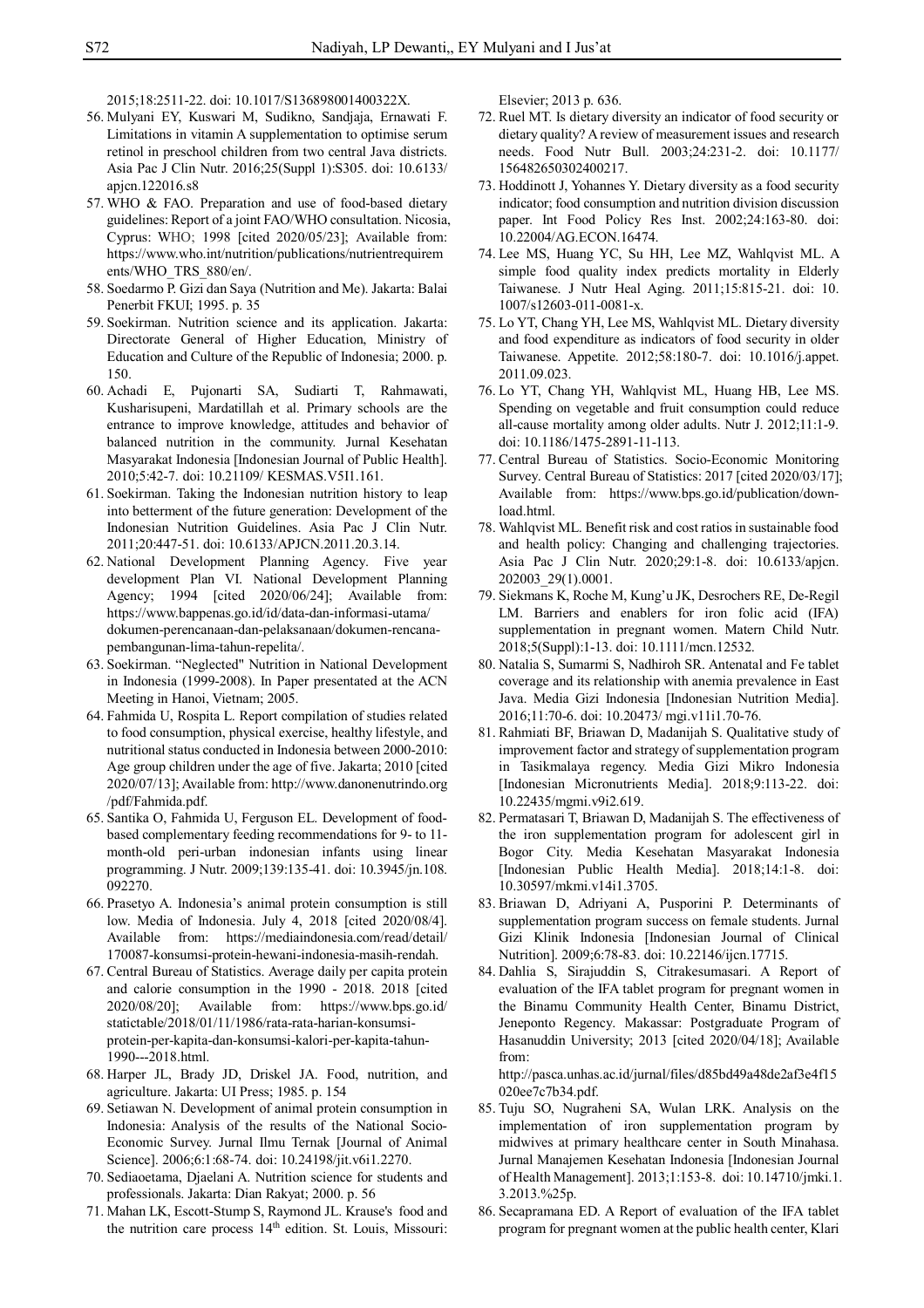2015;18:2511-22. doi: 10.1017/S136898001400322X.

56. Mulyani EY, Kuswari M, Sudikno, Sandjaja, Ernawati F. Limitations in vitamin A supplementation to optimise serum retinol in preschool children from two central Java districts. Asia Pac J Clin Nutr. 2016;25(Suppl 1):S305. doi: 10.6133/apjcn.122016.s8
57. WHO & FAO. Preparation and use of food-based dietary guidelines: Report of a joint FAO/WHO consultation. Nicosia, Cyprus: WHO; 1998 [cited 2020/05/23]; Available from: https://www.who.int/nutrition/publications/nutrientrequirements/WHO_TRS_880/en/.
58. Soedarmo P. Gizi dan Saya (Nutrition and Me). Jakarta: Balai Penerbit FKUI; 1995. p. 35
59. Soekirman. Nutrition science and its application. Jakarta: Directorate General of Higher Education, Ministry of Education and Culture of the Republic of Indonesia; 2000. p. 150.
60. Achadi E, Pujonarti SA, Sudiarti T, Rahmawati, Kusharisupeni, Mardatillah et al. Primary schools are the entrance to improve knowledge, attitudes and behavior of balanced nutrition in the community. Jurnal Kesehatan Masyarakat Indonesia [Indonesian Journal of Public Health]. 2010;5:42-7. doi: 10.21109/ KESMAS.V5I1.161.
61. Soekirman. Taking the Indonesian nutrition history to leap into betterment of the future generation: Development of the Indonesian Nutrition Guidelines. Asia Pac J Clin Nutr. 2011;20:447-51. doi: 10.6133/APJCN.2011.20.3.14.
62. National Development Planning Agency. Five year development Plan VI. National Development Planning Agency; 1994 [cited 2020/06/24]; Available from: https://www.bappenas.go.id/id/data-dan-informasi-utama/dokumen-perencanaan-dan-pelaksanaan/dokumen-rencana-pembangunan-lima-tahun-repelita/.
63. Soekirman. "Neglected" Nutrition in National Development in Indonesia (1999-2008). In Paper presentated at the ACN Meeting in Hanoi, Vietnam; 2005.
64. Fahmida U, Rospita L. Report compilation of studies related to food consumption, physical exercise, healthy lifestyle, and nutritional status conducted in Indonesia between 2000-2010: Age group children under the age of five. Jakarta; 2010 [cited 2020/07/13]; Available from: http://www.danonenutrindo.org/pdf/Fahmida.pdf.
65. Santika O, Fahmida U, Ferguson EL. Development of food-based complementary feeding recommendations for 9- to 11-month-old peri-urban indonesian infants using linear programming. J Nutr. 2009;139:135-41. doi: 10.3945/jn.108.092270.
66. Prasetyo A. Indonesia's animal protein consumption is still low. Media of Indonesia. July 4, 2018 [cited 2020/08/4]. Available from: https://mediaindonesia.com/read/detail/170087-konsumsi-protein-hewani-indonesia-masih-rendah.
67. Central Bureau of Statistics. Average daily per capita protein and calorie consumption in the 1990 - 2018. 2018 [cited 2020/08/20]; Available from: https://www.bps.go.id/statictable/2018/01/11/1986/rata-rata-harian-konsumsi-protein-per-kapita-dan-konsumsi-kalori-per-kapita-tahun-1990---2018.html.
68. Harper JL, Brady JD, Driskel JA. Food, nutrition, and agriculture. Jakarta: UI Press; 1985. p. 154
69. Setiawan N. Development of animal protein consumption in Indonesia: Analysis of the results of the National Socio-Economic Survey. Jurnal Ilmu Ternak [Journal of Animal Science]. 2006;6:1:68-74. doi: 10.24198/jit.v6i1.2270.
70. Sediaoetama, Djaelani A. Nutrition science for students and professionals. Jakarta: Dian Rakyat; 2000. p. 56
71. Mahan LK, Escott-Stump S, Raymond JL. Krause's food and the nutrition care process 14th edition. St. Louis, Missouri: Elsevier; 2013 p. 636.
72. Ruel MT. Is dietary diversity an indicator of food security or dietary quality? A review of measurement issues and research needs. Food Nutr Bull. 2003;24:231-2. doi: 10.1177/156482650302400217.
73. Hoddinott J, Yohannes Y. Dietary diversity as a food security indicator; food consumption and nutrition division discussion paper. Int Food Policy Res Inst. 2002;24:163-80. doi: 10.22004/AG.ECON.16474.
74. Lee MS, Huang YC, Su HH, Lee MZ, Wahlqvist ML. A simple food quality index predicts mortality in Elderly Taiwanese. J Nutr Heal Aging. 2011;15:815-21. doi: 10.1007/s12603-011-0081-x.
75. Lo YT, Chang YH, Lee MS, Wahlqvist ML. Dietary diversity and food expenditure as indicators of food security in older Taiwanese. Appetite. 2012;58:180-7. doi: 10.1016/j.appet.2011.09.023.
76. Lo YT, Chang YH, Wahlqvist ML, Huang HB, Lee MS. Spending on vegetable and fruit consumption could reduce all-cause mortality among older adults. Nutr J. 2012;11:1-9. doi: 10.1186/1475-2891-11-113.
77. Central Bureau of Statistics. Socio-Economic Monitoring Survey. Central Bureau of Statistics: 2017 [cited 2020/03/17]; Available from: https://www.bps.go.id/publication/download.html.
78. Wahlqvist ML. Benefit risk and cost ratios in sustainable food and health policy: Changing and challenging trajectories. Asia Pac J Clin Nutr. 2020;29:1-8. doi: 10.6133/apjcn.202003_29(1).0001.
79. Siekmans K, Roche M, Kung'u JK, Desrochers RE, De-Regil LM. Barriers and enablers for iron folic acid (IFA) supplementation in pregnant women. Matern Child Nutr. 2018;5(Suppl):1-13. doi: 10.1111/mcn.12532.
80. Natalia S, Sumarmi S, Nadhiroh SR. Antenatal and Fe tablet coverage and its relationship with anemia prevalence in East Java. Media Gizi Indonesia [Indonesian Nutrition Media]. 2016;11:70-6. doi: 10.20473/ mgi.v11i1.70-76.
81. Rahmiati BF, Briawan D, Madanijah S. Qualitative study of improvement factor and strategy of supplementation program in Tasikmalaya regency. Media Gizi Mikro Indonesia [Indonesian Micronutrients Media]. 2018;9:113-22. doi: 10.22435/mgmi.v9i2.619.
82. Permatasari T, Briawan D, Madanijah S. The effectiveness of the iron supplementation program for adolescent girl in Bogor City. Media Kesehatan Masyarakat Indonesia [Indonesian Public Health Media]. 2018;14:1-8. doi: 10.30597/mkmi.v14i1.3705.
83. Briawan D, Adriyani A, Pusporini P. Determinants of supplementation program success on female students. Jurnal Gizi Klinik Indonesia [Indonesian Journal of Clinical Nutrition]. 2009;6:78-83. doi: 10.22146/ijcn.17715.
84. Dahlia S, Sirajuddin S, Citrakesumasari. A Report of evaluation of the IFA tablet program for pregnant women in the Binamu Community Health Center, Binamu District, Jeneponto Regency. Makassar: Postgraduate Program of Hasanuddin University; 2013 [cited 2020/04/18]; Available from: http://pasca.unhas.ac.id/jurnal/files/d85bd49a48de2af3e4f15020ee7c7b34.pdf.
85. Tuju SO, Nugraheni SA, Wulan LRK. Analysis on the implementation of iron supplementation program by midwives at primary healthcare center in South Minahasa. Jurnal Manajemen Kesehatan Indonesia [Indonesian Journal of Health Management]. 2013;1:153-8. doi: 10.14710/jmki.1.3.2013.%25p.
86. Secapramana ED. A Report of evaluation of the IFA tablet program for pregnant women at the public health center, Klari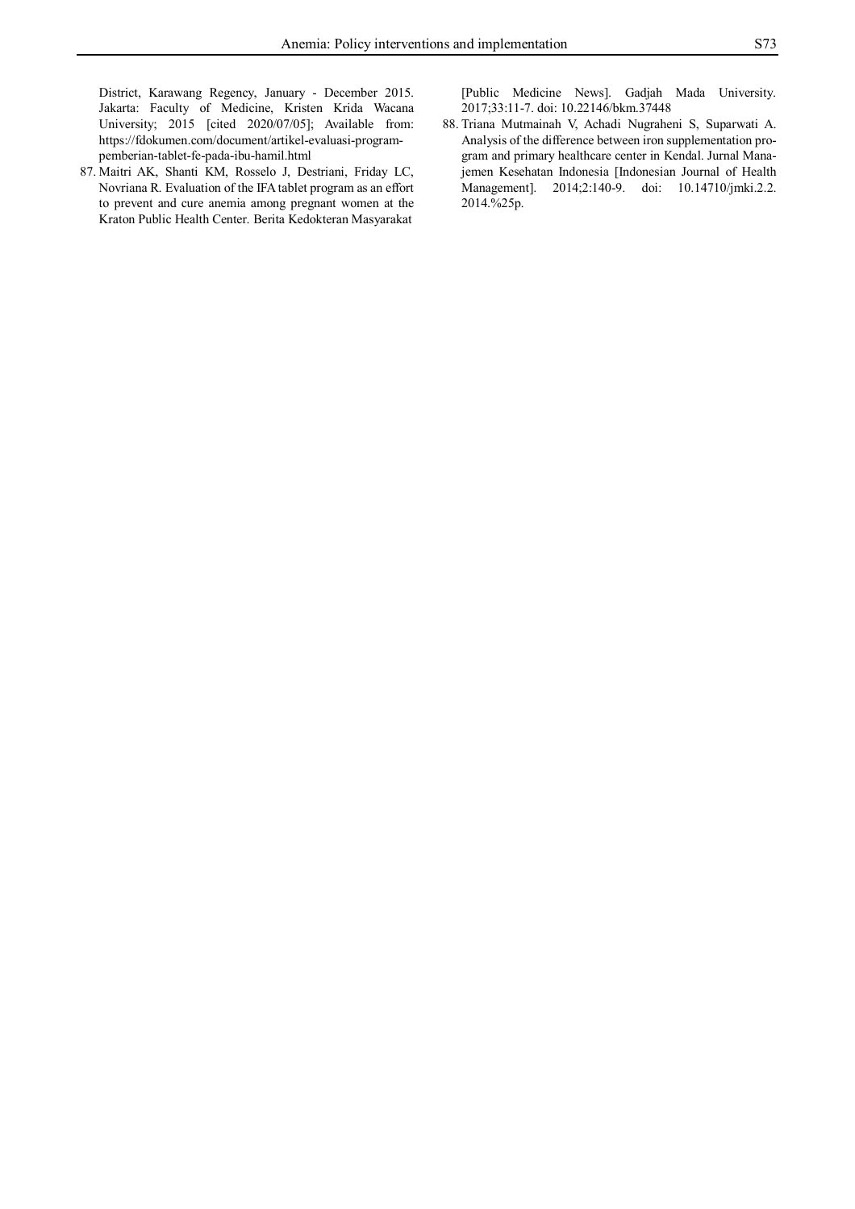District, Karawang Regency, January - December 2015. Jakarta: Faculty of Medicine, Kristen Krida Wacana University; 2015 [cited 2020/07/05]; Available from: https://fdokumen.com/document/artikel-evaluasi-program-pemberian-tablet-fe-pada-ibu-hamil.html

87. Maitri AK, Shanti KM, Rosselo J, Destriani, Friday LC, Novriana R. Evaluation of the IFA tablet program as an effort to prevent and cure anemia among pregnant women at the Kraton Public Health Center. Berita Kedokteran Masyarakat [Public Medicine News]. Gadjah Mada University. 2017;33:11-7. doi: 10.22146/bkm.37448
88. Triana Mutmainah V, Achadi Nugraheni S, Suparwati A. Analysis of the difference between iron supplementation program and primary healthcare center in Kendal. Jurnal Manajemen Kesehatan Indonesia [Indonesian Journal of Health Management]. 2014;2:140-9. doi: 10.14710/jmki.2.2.2014.%25p.